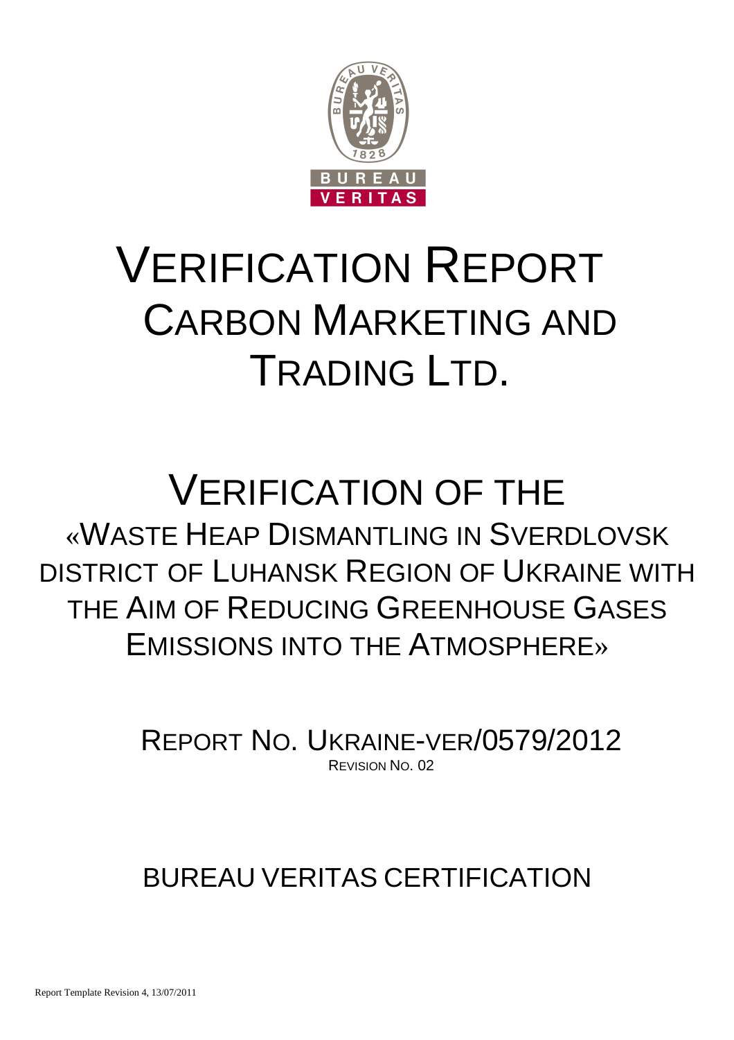# VERIFICATION REPORT

## CARBON MARKETING AND TRADING LTD.

# VERIFICATION OF THE

## «WASTE HEAP DISMANTLING IN SVERDLOVSK DISTRICT OF LUHANSK REGION OF UKRAINE WITH THE AIM OF REDUCING GREENHOUSE GASES EMISSIONS INTO THE ATMOSPHERE»

REPORT NO. UKRAINE-VER/0579/2012

REVISION NO. 02

## BUREAU VERITAS CERTIFICATION

Report Template Revision 4, 13/07/2011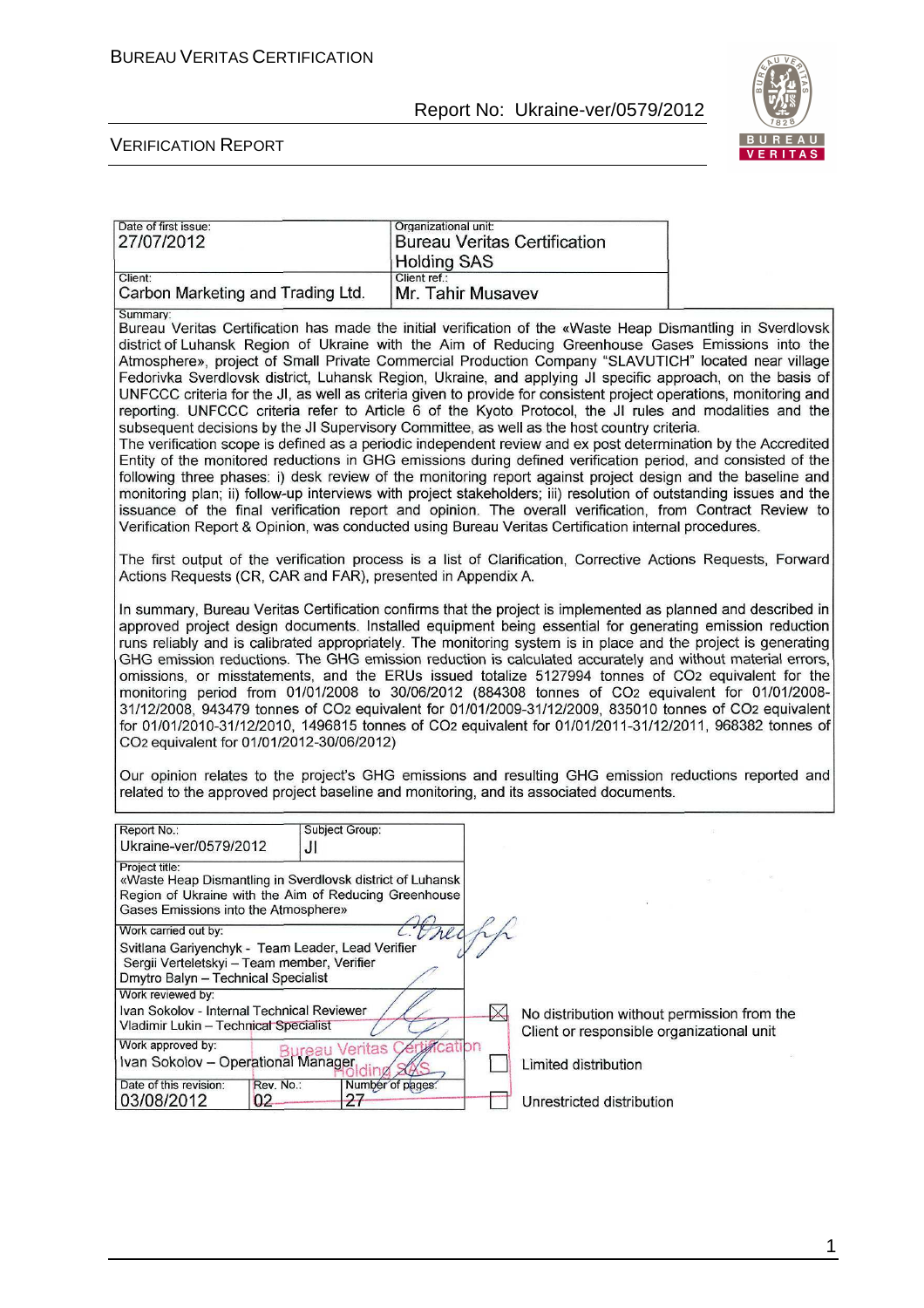| Date of first issue: 27/07/2012 | Organizational unit: Bureau Veritas Certification Holding SAS |
|---|---|
| Client: Carbon Marketing and Trading Ltd. | Client ref.: Mr. Tahir Musavev |

Summary:

Bureau Veritas Certification has made the initial verification of the «Waste Heap Dismantling in Sverdlovsk district of Luhansk Region of Ukraine with the Aim of Reducing Greenhouse Gases Emissions into the Atmosphere», project of Small Private Commercial Production Company "SLAVUTICH" located near village Fedorivka Sverdlovsk district, Luhansk Region, Ukraine, and applying JI specific approach, on the basis of UNFCCC criteria for the JI, as well as criteria given to provide for consistent project operations, monitoring and reporting. UNFCCC criteria refer to Article 6 of the Kyoto Protocol, the JI rules and modalities and the subsequent decisions by the JI Supervisory Committee, as well as the host country criteria.

The verification scope is defined as a periodic independent review and ex post determination by the Accredited Entity of the monitored reductions in GHG emissions during defined verification period, and consisted of the following three phases: i) desk review of the monitoring report against project design and the baseline and monitoring plan; ii) follow-up interviews with project stakeholders; iii) resolution of outstanding issues and the issuance of the final verification report and opinion. The overall verification, from Contract Review to Verification Report & Opinion, was conducted using Bureau Veritas Certification internal procedures.

The first output of the verification process is a list of Clarification, Corrective Actions Requests, Forward Actions Requests (CR, CAR and FAR), presented in Appendix A.

In summary, Bureau Veritas Certification confirms that the project is implemented as planned and described in approved project design documents. Installed equipment being essential for generating emission reduction runs reliably and is calibrated appropriately. The monitoring system is in place and the project is generating GHG emission reductions. The GHG emission reduction is calculated accurately and without material errors, omissions, or misstatements, and the ERUs issued totalize 5127994 tonnes of $CO_2$ equivalent for the monitoring period from 01/01/2008 to 30/06/2012 (884308 tonnes of $CO_2$ equivalent for 01/01/2008-31/12/2008, 943479 tonnes of $CO_2$ equivalent for 01/01/2009-31/12/2009, 835010 tonnes of $CO_2$ equivalent for 01/01/2010-31/12/2010, 1496815 tonnes of $CO_2$ equivalent for 01/01/2011-31/12/2011, 968382 tonnes of $CO_2$ equivalent for 01/01/2012-30/06/2012)

Our opinion relates to the project's GHG emissions and resulting GHG emission reductions reported and related to the approved project baseline and monitoring, and its associated documents.

| Report No.: Ukraine-ver/0579/2012 | Subject Group: JI | |
|---|---|---|
| Project title: «Waste Heap Dismantling in Sverdlovsk district of Luhansk Region of Ukraine with the Aim of Reducing Greenhouse Gases Emissions into the Atmosphere» | | |
| Work carried out by: Svitlana Gariyenchyk - Team Leader, Lead Verifier; Sergii Verteletskyi – Team member, Verifier; Dmytro Balyn – Technical Specialist | | |
| Work reviewed by: Ivan Sokolov - Internal Technical Reviewer; Vladimir Lukin – Technical Specialist | | |
| Work approved by: Ivan Sokolov – Operational Manager | | |
| Date of this revision: 03/08/2012 | Rev. No.: 02 | Number of pages: 27 |

☒ No distribution without permission from the Client or responsible organizational unit

☐ Limited distribution

☐ Unrestricted distribution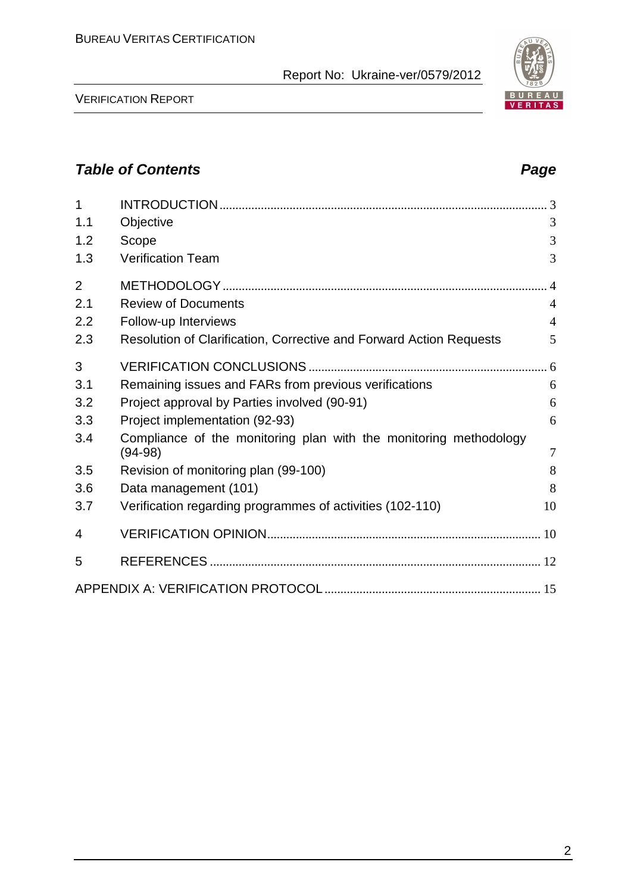## *Table of Contents* *Page*

| | | |
|---|---|---|
| 1 | INTRODUCTION | 3 |
| 1.1 | Objective | 3 |
| 1.2 | Scope | 3 |
| 1.3 | Verification Team | 3 |
| 2 | METHODOLOGY | 4 |
| 2.1 | Review of Documents | 4 |
| 2.2 | Follow-up Interviews | 4 |
| 2.3 | Resolution of Clarification, Corrective and Forward Action Requests | 5 |
| 3 | VERIFICATION CONCLUSIONS | 6 |
| 3.1 | Remaining issues and FARs from previous verifications | 6 |
| 3.2 | Project approval by Parties involved (90-91) | 6 |
| 3.3 | Project implementation (92-93) | 6 |
| 3.4 | Compliance of the monitoring plan with the monitoring methodology (94-98) | 7 |
| 3.5 | Revision of monitoring plan (99-100) | 8 |
| 3.6 | Data management (101) | 8 |
| 3.7 | Verification regarding programmes of activities (102-110) | 10 |
| 4 | VERIFICATION OPINION | 10 |
| 5 | REFERENCES | 12 |
| | APPENDIX A: VERIFICATION PROTOCOL | 15 |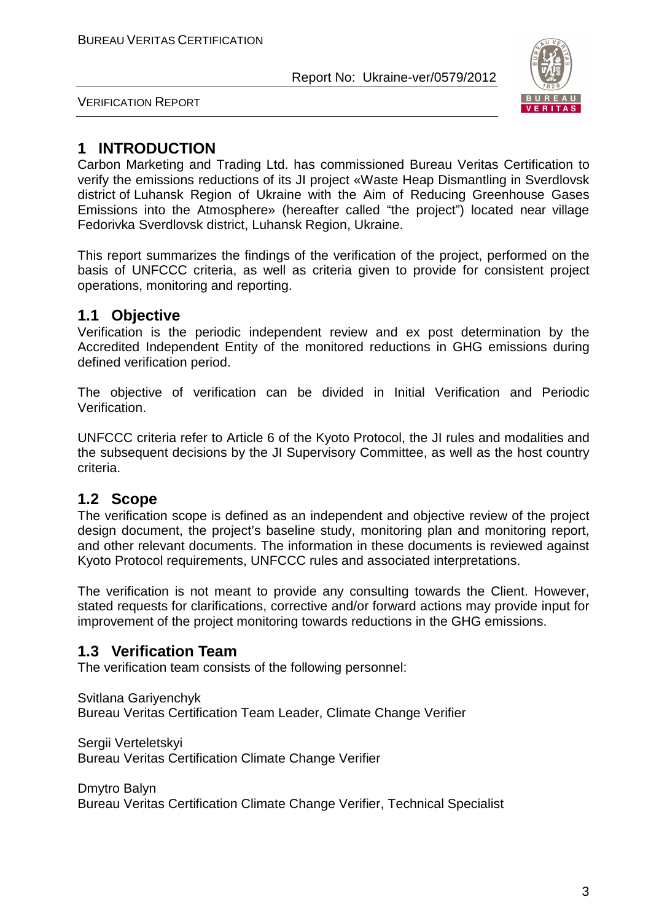# 1 INTRODUCTION

Carbon Marketing and Trading Ltd. has commissioned Bureau Veritas Certification to verify the emissions reductions of its JI project «Waste Heap Dismantling in Sverdlovsk district of Luhansk Region of Ukraine with the Aim of Reducing Greenhouse Gases Emissions into the Atmosphere» (hereafter called "the project") located near village Fedorivka Sverdlovsk district, Luhansk Region, Ukraine.

This report summarizes the findings of the verification of the project, performed on the basis of UNFCCC criteria, as well as criteria given to provide for consistent project operations, monitoring and reporting.

## 1.1 Objective

Verification is the periodic independent review and ex post determination by the Accredited Independent Entity of the monitored reductions in GHG emissions during defined verification period.

The objective of verification can be divided in Initial Verification and Periodic Verification.

UNFCCC criteria refer to Article 6 of the Kyoto Protocol, the JI rules and modalities and the subsequent decisions by the JI Supervisory Committee, as well as the host country criteria.

## 1.2 Scope

The verification scope is defined as an independent and objective review of the project design document, the project's baseline study, monitoring plan and monitoring report, and other relevant documents. The information in these documents is reviewed against Kyoto Protocol requirements, UNFCCC rules and associated interpretations.

The verification is not meant to provide any consulting towards the Client. However, stated requests for clarifications, corrective and/or forward actions may provide input for improvement of the project monitoring towards reductions in the GHG emissions.

## 1.3 Verification Team

The verification team consists of the following personnel:

Svitlana Gariyenchyk
Bureau Veritas Certification Team Leader, Climate Change Verifier

Sergii Verteletskyi
Bureau Veritas Certification Climate Change Verifier

Dmytro Balyn
Bureau Veritas Certification Climate Change Verifier, Technical Specialist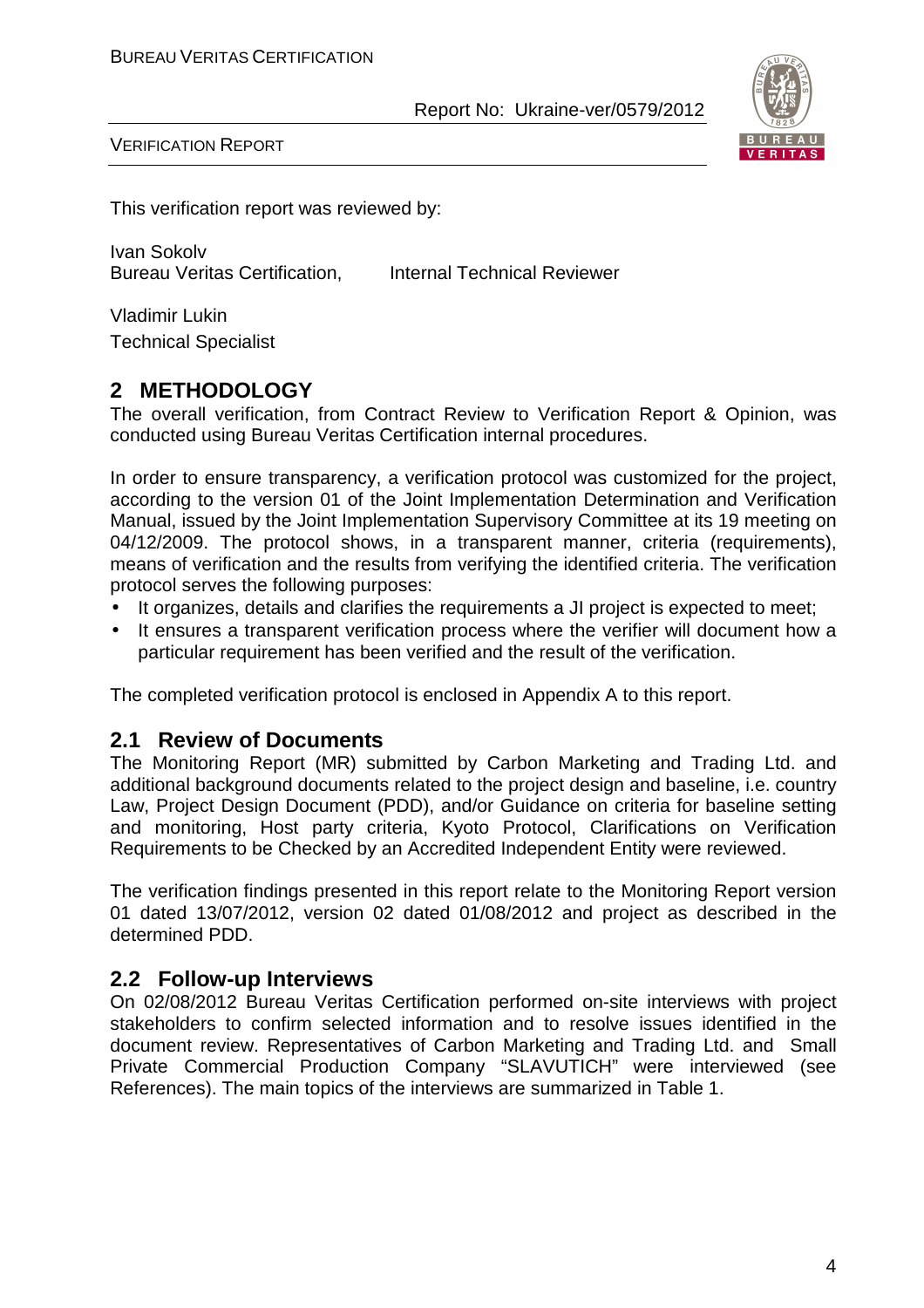This verification report was reviewed by:

Ivan Sokolv
Bureau Veritas Certification, Internal Technical Reviewer

Vladimir Lukin
Technical Specialist

## 2 METHODOLOGY

The overall verification, from Contract Review to Verification Report & Opinion, was conducted using Bureau Veritas Certification internal procedures.

In order to ensure transparency, a verification protocol was customized for the project, according to the version 01 of the Joint Implementation Determination and Verification Manual, issued by the Joint Implementation Supervisory Committee at its 19 meeting on 04/12/2009. The protocol shows, in a transparent manner, criteria (requirements), means of verification and the results from verifying the identified criteria. The verification protocol serves the following purposes:

- It organizes, details and clarifies the requirements a JI project is expected to meet;
- It ensures a transparent verification process where the verifier will document how a particular requirement has been verified and the result of the verification.

The completed verification protocol is enclosed in Appendix A to this report.

### 2.1 Review of Documents

The Monitoring Report (MR) submitted by Carbon Marketing and Trading Ltd. and additional background documents related to the project design and baseline, i.e. country Law, Project Design Document (PDD), and/or Guidance on criteria for baseline setting and monitoring, Host party criteria, Kyoto Protocol, Clarifications on Verification Requirements to be Checked by an Accredited Independent Entity were reviewed.

The verification findings presented in this report relate to the Monitoring Report version 01 dated 13/07/2012, version 02 dated 01/08/2012 and project as described in the determined PDD.

### 2.2 Follow-up Interviews

On 02/08/2012 Bureau Veritas Certification performed on-site interviews with project stakeholders to confirm selected information and to resolve issues identified in the document review. Representatives of Carbon Marketing and Trading Ltd. and Small Private Commercial Production Company "SLAVUTICH" were interviewed (see References). The main topics of the interviews are summarized in Table 1.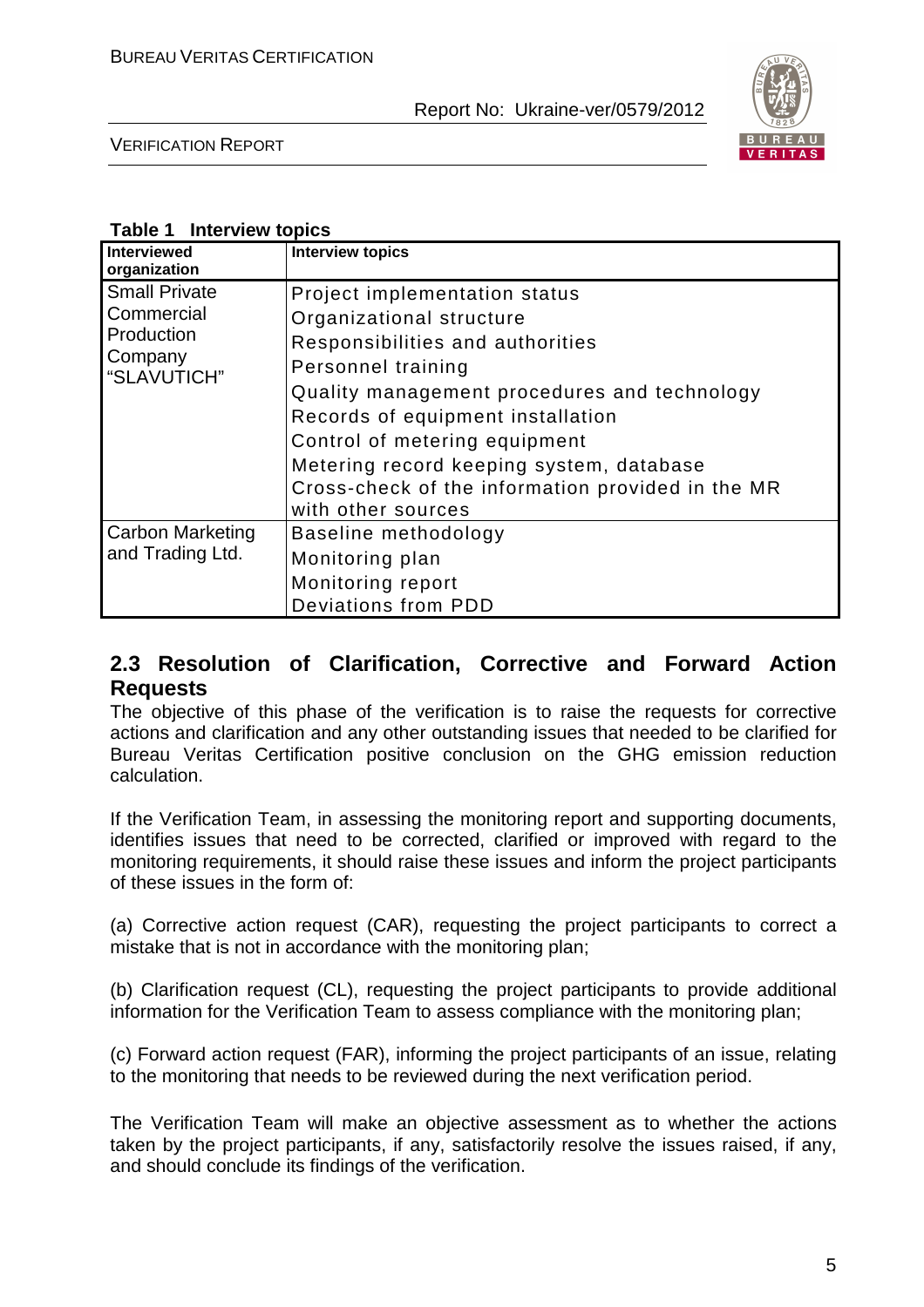**Table 1 Interview topics**

| Interviewed organization | Interview topics |
|---|---|
| Small Private Commercial Production Company "SLAVUTICH" | Project implementation status<br>Organizational structure<br>Responsibilities and authorities<br>Personnel training<br>Quality management procedures and technology<br>Records of equipment installation<br>Control of metering equipment<br>Metering record keeping system, database<br>Cross-check of the information provided in the MR with other sources |
| Carbon Marketing and Trading Ltd. | Baseline methodology<br>Monitoring plan<br>Monitoring report<br>Deviations from PDD |

## 2.3 Resolution of Clarification, Corrective and Forward Action Requests

The objective of this phase of the verification is to raise the requests for corrective actions and clarification and any other outstanding issues that needed to be clarified for Bureau Veritas Certification positive conclusion on the GHG emission reduction calculation.

If the Verification Team, in assessing the monitoring report and supporting documents, identifies issues that need to be corrected, clarified or improved with regard to the monitoring requirements, it should raise these issues and inform the project participants of these issues in the form of:

(a) Corrective action request (CAR), requesting the project participants to correct a mistake that is not in accordance with the monitoring plan;

(b) Clarification request (CL), requesting the project participants to provide additional information for the Verification Team to assess compliance with the monitoring plan;

(c) Forward action request (FAR), informing the project participants of an issue, relating to the monitoring that needs to be reviewed during the next verification period.

The Verification Team will make an objective assessment as to whether the actions taken by the project participants, if any, satisfactorily resolve the issues raised, if any, and should conclude its findings of the verification.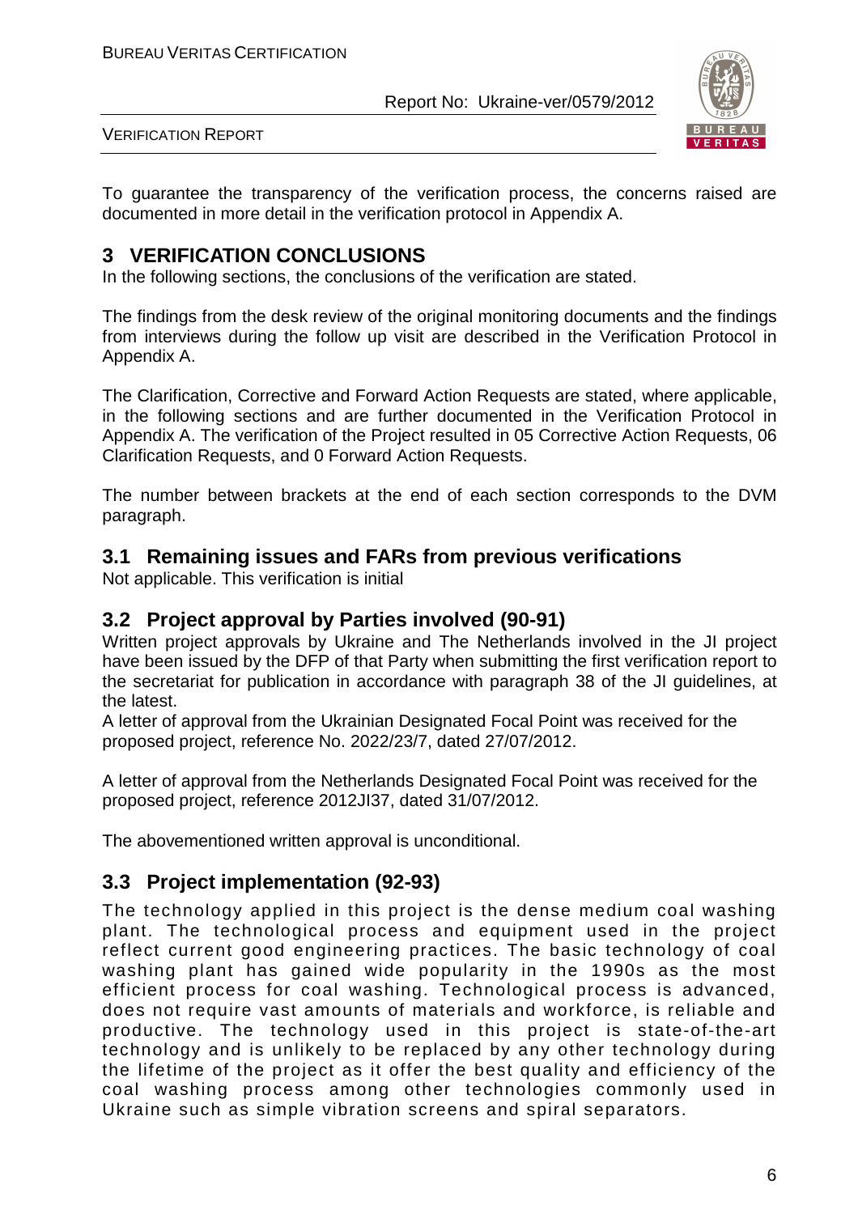To guarantee the transparency of the verification process, the concerns raised are documented in more detail in the verification protocol in Appendix A.

# 3 VERIFICATION CONCLUSIONS

In the following sections, the conclusions of the verification are stated.

The findings from the desk review of the original monitoring documents and the findings from interviews during the follow up visit are described in the Verification Protocol in Appendix A.

The Clarification, Corrective and Forward Action Requests are stated, where applicable, in the following sections and are further documented in the Verification Protocol in Appendix A. The verification of the Project resulted in 05 Corrective Action Requests, 06 Clarification Requests, and 0 Forward Action Requests.

The number between brackets at the end of each section corresponds to the DVM paragraph.

## 3.1 Remaining issues and FARs from previous verifications

Not applicable. This verification is initial

## 3.2 Project approval by Parties involved (90-91)

Written project approvals by Ukraine and The Netherlands involved in the JI project have been issued by the DFP of that Party when submitting the first verification report to the secretariat for publication in accordance with paragraph 38 of the JI guidelines, at the latest.

A letter of approval from the Ukrainian Designated Focal Point was received for the proposed project, reference No. 2022/23/7, dated 27/07/2012.

A letter of approval from the Netherlands Designated Focal Point was received for the proposed project, reference 2012JI37, dated 31/07/2012.

The abovementioned written approval is unconditional.

## 3.3 Project implementation (92-93)

The technology applied in this project is the dense medium coal washing plant. The technological process and equipment used in the project reflect current good engineering practices. The basic technology of coal washing plant has gained wide popularity in the 1990s as the most efficient process for coal washing. Technological process is advanced, does not require vast amounts of materials and workforce, is reliable and productive. The technology used in this project is state-of-the-art technology and is unlikely to be replaced by any other technology during the lifetime of the project as it offer the best quality and efficiency of the coal washing process among other technologies commonly used in Ukraine such as simple vibration screens and spiral separators.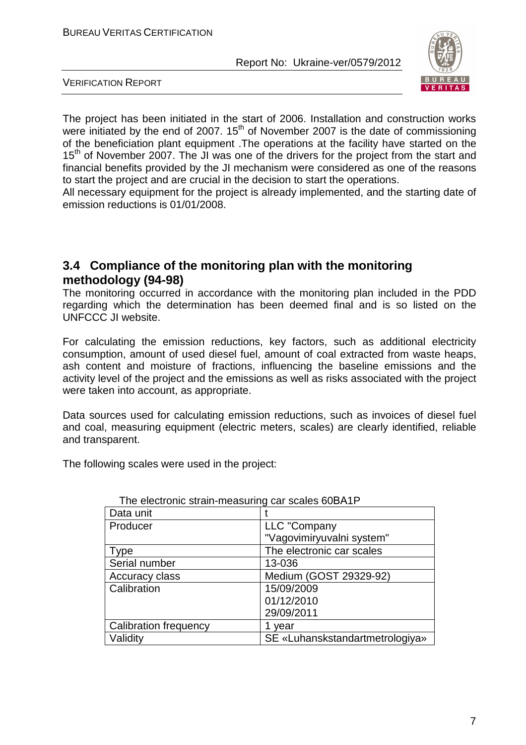The project has been initiated in the start of 2006. Installation and construction works were initiated by the end of 2007. 15th of November 2007 is the date of commissioning of the beneficiation plant equipment .The operations at the facility have started on the 15th of November 2007. The JI was one of the drivers for the project from the start and financial benefits provided by the JI mechanism were considered as one of the reasons to start the project and are crucial in the decision to start the operations.

All necessary equipment for the project is already implemented, and the starting date of emission reductions is 01/01/2008.

## 3.4 Compliance of the monitoring plan with the monitoring methodology (94-98)

The monitoring occurred in accordance with the monitoring plan included in the PDD regarding which the determination has been deemed final and is so listed on the UNFCCC JI website.

For calculating the emission reductions, key factors, such as additional electricity consumption, amount of used diesel fuel, amount of coal extracted from waste heaps, ash content and moisture of fractions, influencing the baseline emissions and the activity level of the project and the emissions as well as risks associated with the project were taken into account, as appropriate.

Data sources used for calculating emission reductions, such as invoices of diesel fuel and coal, measuring equipment (electric meters, scales) are clearly identified, reliable and transparent.

The following scales were used in the project:

The electronic strain-measuring car scales 60BA1P

| Data unit | t |
|---|---|
| Producer | LLC "Company "Vagovimiryuvalni system" |
| Type | The electronic car scales |
| Serial number | 13-036 |
| Accuracy class | Medium (GOST 29329-92) |
| Calibration | 15/09/2009<br>01/12/2010<br>29/09/2011 |
| Calibration frequency | 1 year |
| Validity | SE «Luhanskstandartmetrologiya» |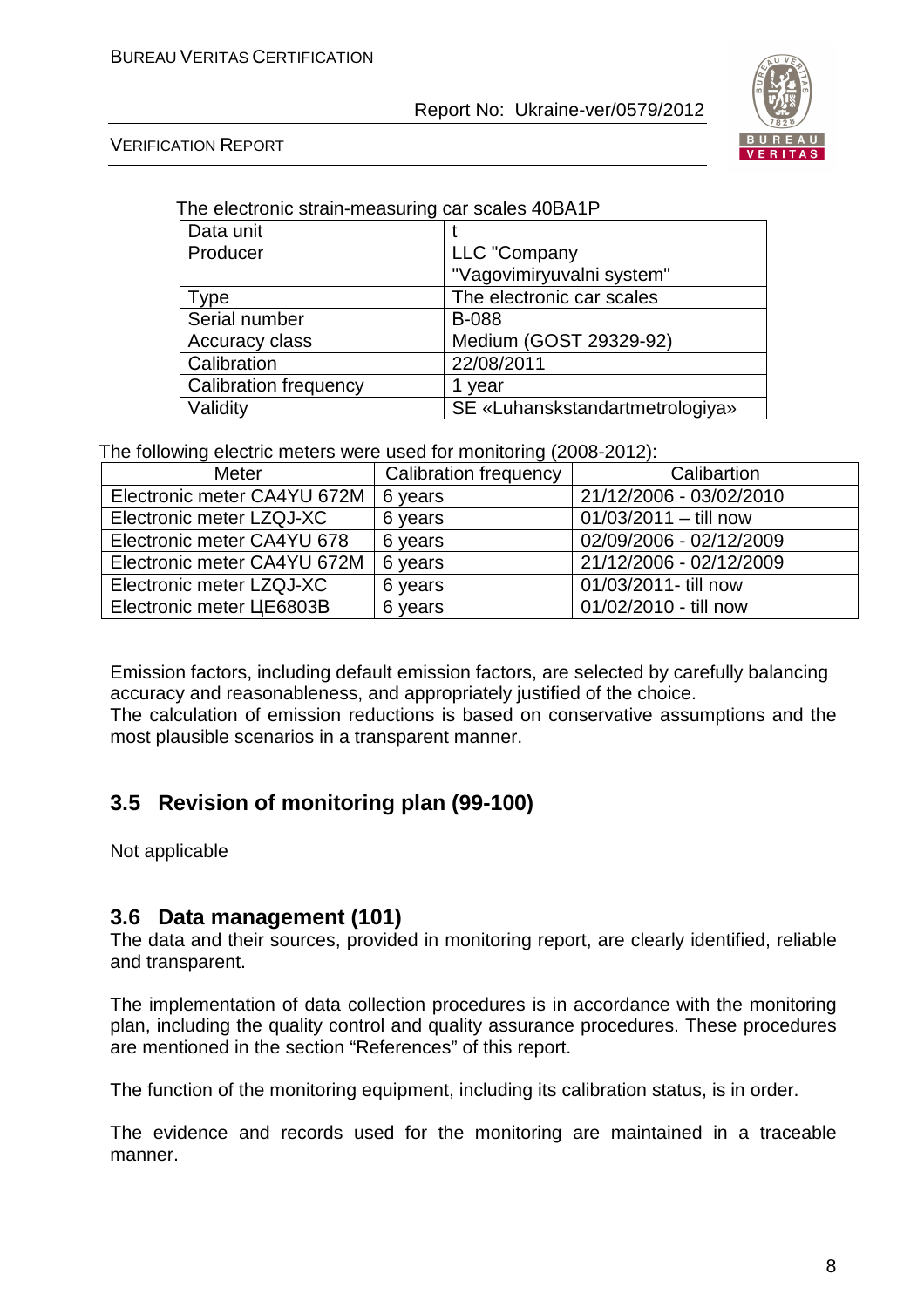The electronic strain-measuring car scales 40BA1P

| Data unit | t |
| --- | --- |
| Producer | LLC "Company "Vagovimiryuvalni system" |
| Type | The electronic car scales |
| Serial number | B-088 |
| Accuracy class | Medium (GOST 29329-92) |
| Calibration | 22/08/2011 |
| Calibration frequency | 1 year |
| Validity | SE «Luhanskstandartmetrologiya» |

The following electric meters were used for monitoring (2008-2012):

| Meter | Calibration frequency | Calibartion |
| --- | --- | --- |
| Electronic meter CA4YU 672M | 6 years | 21/12/2006 - 03/02/2010 |
| Electronic meter LZQJ-XC | 6 years | 01/03/2011 – till now |
| Electronic meter CA4YU 678 | 6 years | 02/09/2006 - 02/12/2009 |
| Electronic meter CA4YU 672M | 6 years | 21/12/2006 - 02/12/2009 |
| Electronic meter LZQJ-XC | 6 years | 01/03/2011- till now |
| Electronic meter ЦE6803B | 6 years | 01/02/2010 - till now |

Emission factors, including default emission factors, are selected by carefully balancing accuracy and reasonableness, and appropriately justified of the choice.
The calculation of emission reductions is based on conservative assumptions and the most plausible scenarios in a transparent manner.

## 3.5 Revision of monitoring plan (99-100)

Not applicable

## 3.6 Data management (101)

The data and their sources, provided in monitoring report, are clearly identified, reliable and transparent.

The implementation of data collection procedures is in accordance with the monitoring plan, including the quality control and quality assurance procedures. These procedures are mentioned in the section "References" of this report.

The function of the monitoring equipment, including its calibration status, is in order.

The evidence and records used for the monitoring are maintained in a traceable manner.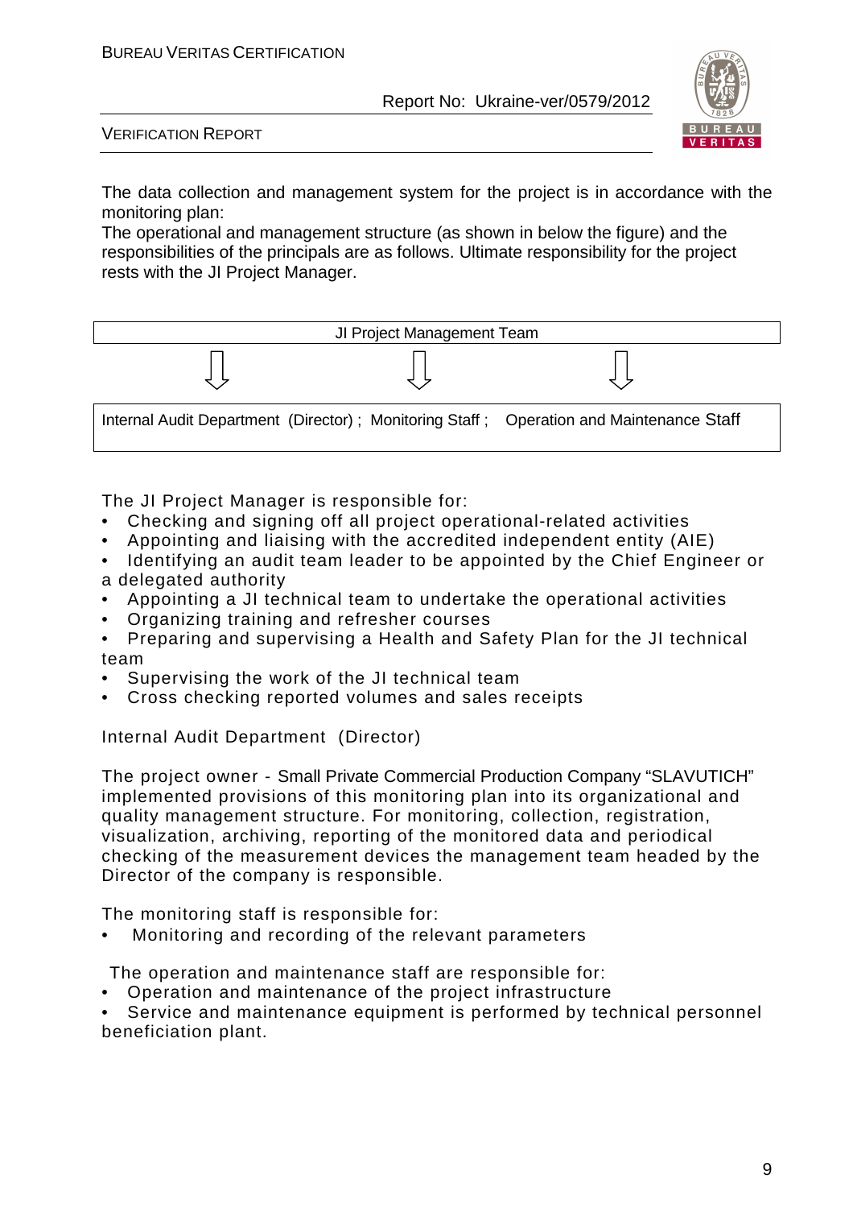The data collection and management system for the project is in accordance with the monitoring plan:

The operational and management structure (as shown in below the figure) and the responsibilities of the principals are as follows. Ultimate responsibility for the project rests with the JI Project Manager.

| JI Project Management Team |
| --- |
| ⇩ ⇩ ⇩ |
| Internal Audit Department (Director) ; Monitoring Staff ; Operation and Maintenance Staff |

The JI Project Manager is responsible for:

- Checking and signing off all project operational-related activities
- Appointing and liaising with the accredited independent entity (AIE)
- Identifying an audit team leader to be appointed by the Chief Engineer or a delegated authority
- Appointing a JI technical team to undertake the operational activities
- Organizing training and refresher courses
- Preparing and supervising a Health and Safety Plan for the JI technical team
- Supervising the work of the JI technical team
- Cross checking reported volumes and sales receipts

Internal Audit Department (Director)

The project owner - Small Private Commercial Production Company "SLAVUTICH" implemented provisions of this monitoring plan into its organizational and quality management structure. For monitoring, collection, registration, visualization, archiving, reporting of the monitored data and periodical checking of the measurement devices the management team headed by the Director of the company is responsible.

The monitoring staff is responsible for:

- Monitoring and recording of the relevant parameters

The operation and maintenance staff are responsible for:

- Operation and maintenance of the project infrastructure
- Service and maintenance equipment is performed by technical personnel beneficiation plant.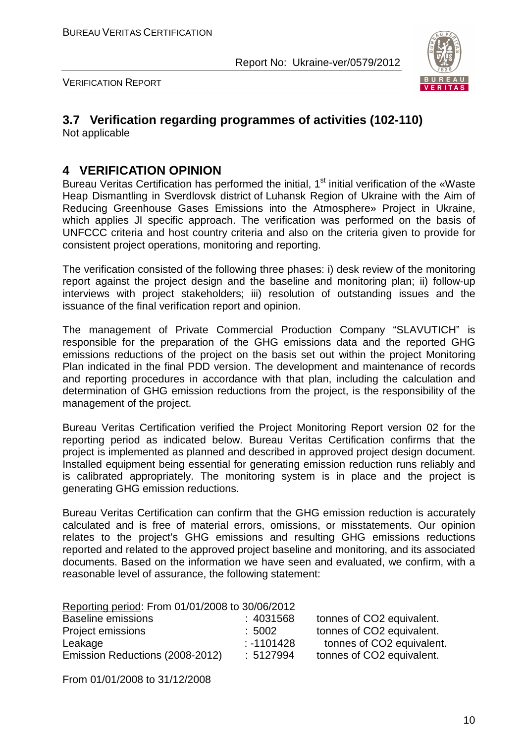## 3.7 Verification regarding programmes of activities (102-110)

Not applicable

# 4 VERIFICATION OPINION

Bureau Veritas Certification has performed the initial, 1st initial verification of the «Waste Heap Dismantling in Sverdlovsk district of Luhansk Region of Ukraine with the Aim of Reducing Greenhouse Gases Emissions into the Atmosphere» Project in Ukraine, which applies JI specific approach. The verification was performed on the basis of UNFCCC criteria and host country criteria and also on the criteria given to provide for consistent project operations, monitoring and reporting.

The verification consisted of the following three phases: i) desk review of the monitoring report against the project design and the baseline and monitoring plan; ii) follow-up interviews with project stakeholders; iii) resolution of outstanding issues and the issuance of the final verification report and opinion.

The management of Private Commercial Production Company "SLAVUTICH" is responsible for the preparation of the GHG emissions data and the reported GHG emissions reductions of the project on the basis set out within the project Monitoring Plan indicated in the final PDD version. The development and maintenance of records and reporting procedures in accordance with that plan, including the calculation and determination of GHG emission reductions from the project, is the responsibility of the management of the project.

Bureau Veritas Certification verified the Project Monitoring Report version 02 for the reporting period as indicated below. Bureau Veritas Certification confirms that the project is implemented as planned and described in approved project design document. Installed equipment being essential for generating emission reduction runs reliably and is calibrated appropriately. The monitoring system is in place and the project is generating GHG emission reductions.

Bureau Veritas Certification can confirm that the GHG emission reduction is accurately calculated and is free of material errors, omissions, or misstatements. Our opinion relates to the project's GHG emissions and resulting GHG emissions reductions reported and related to the approved project baseline and monitoring, and its associated documents. Based on the information we have seen and evaluated, we confirm, with a reasonable level of assurance, the following statement:

Reporting period: From 01/01/2008 to 30/06/2012

| | | |
|---|---|---|
| Baseline emissions | : 4031568 | tonnes of CO2 equivalent. |
| Project emissions | : 5002 | tonnes of CO2 equivalent. |
| Leakage | : -1101428 | tonnes of CO2 equivalent. |
| Emission Reductions (2008-2012) | : 5127994 | tonnes of CO2 equivalent. |

From 01/01/2008 to 31/12/2008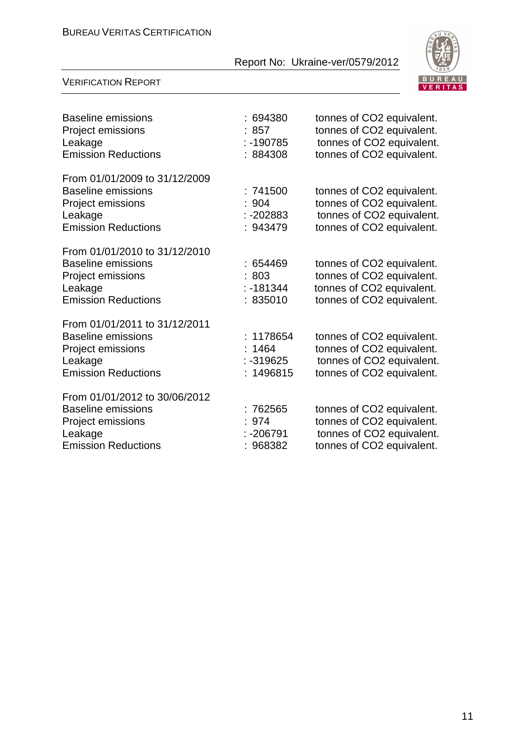Baseline emissions : 694380 tonnes of $CO_2$ equivalent.
Project emissions : 857 tonnes of $CO_2$ equivalent.
Leakage : -190785 tonnes of $CO_2$ equivalent.
Emission Reductions : 884308 tonnes of $CO_2$ equivalent.

From 01/01/2009 to 31/12/2009
Baseline emissions : 741500 tonnes of $CO_2$ equivalent.
Project emissions : 904 tonnes of $CO_2$ equivalent.
Leakage : -202883 tonnes of $CO_2$ equivalent.
Emission Reductions : 943479 tonnes of $CO_2$ equivalent.

From 01/01/2010 to 31/12/2010
Baseline emissions : 654469 tonnes of $CO_2$ equivalent.
Project emissions : 803 tonnes of $CO_2$ equivalent.
Leakage : -181344 tonnes of $CO_2$ equivalent.
Emission Reductions : 835010 tonnes of $CO_2$ equivalent.

From 01/01/2011 to 31/12/2011
Baseline emissions : 1178654 tonnes of $CO_2$ equivalent.
Project emissions : 1464 tonnes of $CO_2$ equivalent.
Leakage : -319625 tonnes of $CO_2$ equivalent.
Emission Reductions : 1496815 tonnes of $CO_2$ equivalent.

From 01/01/2012 to 30/06/2012
Baseline emissions : 762565 tonnes of $CO_2$ equivalent.
Project emissions : 974 tonnes of $CO_2$ equivalent.
Leakage : -206791 tonnes of $CO_2$ equivalent.
Emission Reductions : 968382 tonnes of $CO_2$ equivalent.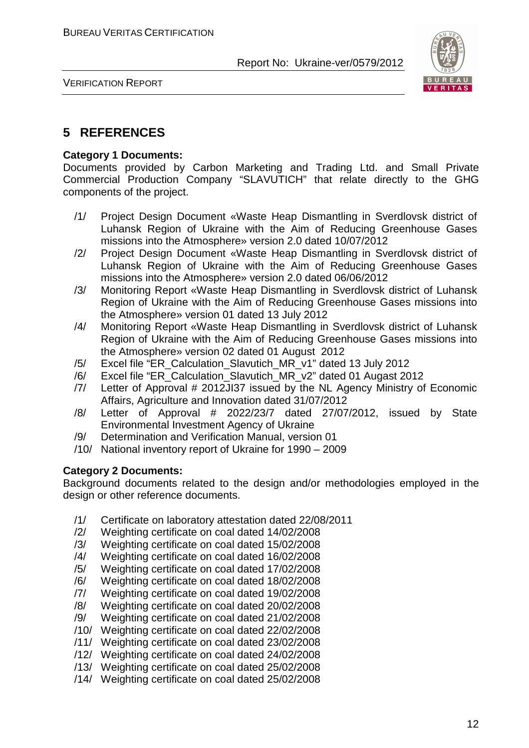# 5 REFERENCES

**Category 1 Documents:**

Documents provided by Carbon Marketing and Trading Ltd. and Small Private Commercial Production Company "SLAVUTICH" that relate directly to the GHG components of the project.

/1/ Project Design Document «Waste Heap Dismantling in Sverdlovsk district of Luhansk Region of Ukraine with the Aim of Reducing Greenhouse Gases missions into the Atmosphere» version 2.0 dated 10/07/2012

/2/ Project Design Document «Waste Heap Dismantling in Sverdlovsk district of Luhansk Region of Ukraine with the Aim of Reducing Greenhouse Gases missions into the Atmosphere» version 2.0 dated 06/06/2012

/3/ Monitoring Report «Waste Heap Dismantling in Sverdlovsk district of Luhansk Region of Ukraine with the Aim of Reducing Greenhouse Gases missions into the Atmosphere» version 01 dated 13 July 2012

/4/ Monitoring Report «Waste Heap Dismantling in Sverdlovsk district of Luhansk Region of Ukraine with the Aim of Reducing Greenhouse Gases missions into the Atmosphere» version 02 dated 01 August 2012

/5/ Excel file "ER_Calculation_Slavutich_MR_v1" dated 13 July 2012

/6/ Excel file "ER_Calculation_Slavutich_MR_v2" dated 01 Augast 2012

/7/ Letter of Approval # 2012JI37 issued by the NL Agency Ministry of Economic Affairs, Agriculture and Innovation dated 31/07/2012

/8/ Letter of Approval # 2022/23/7 dated 27/07/2012, issued by State Environmental Investment Agency of Ukraine

/9/ Determination and Verification Manual, version 01

/10/ National inventory report of Ukraine for 1990 – 2009

**Category 2 Documents:**

Background documents related to the design and/or methodologies employed in the design or other reference documents.

/1/ Certificate on laboratory attestation dated 22/08/2011

/2/ Weighting certificate on coal dated 14/02/2008

/3/ Weighting certificate on coal dated 15/02/2008

/4/ Weighting certificate on coal dated 16/02/2008

/5/ Weighting certificate on coal dated 17/02/2008

/6/ Weighting certificate on coal dated 18/02/2008

/7/ Weighting certificate on coal dated 19/02/2008

/8/ Weighting certificate on coal dated 20/02/2008

/9/ Weighting certificate on coal dated 21/02/2008

/10/ Weighting certificate on coal dated 22/02/2008

/11/ Weighting certificate on coal dated 23/02/2008

/12/ Weighting certificate on coal dated 24/02/2008

/13/ Weighting certificate on coal dated 25/02/2008

/14/ Weighting certificate on coal dated 25/02/2008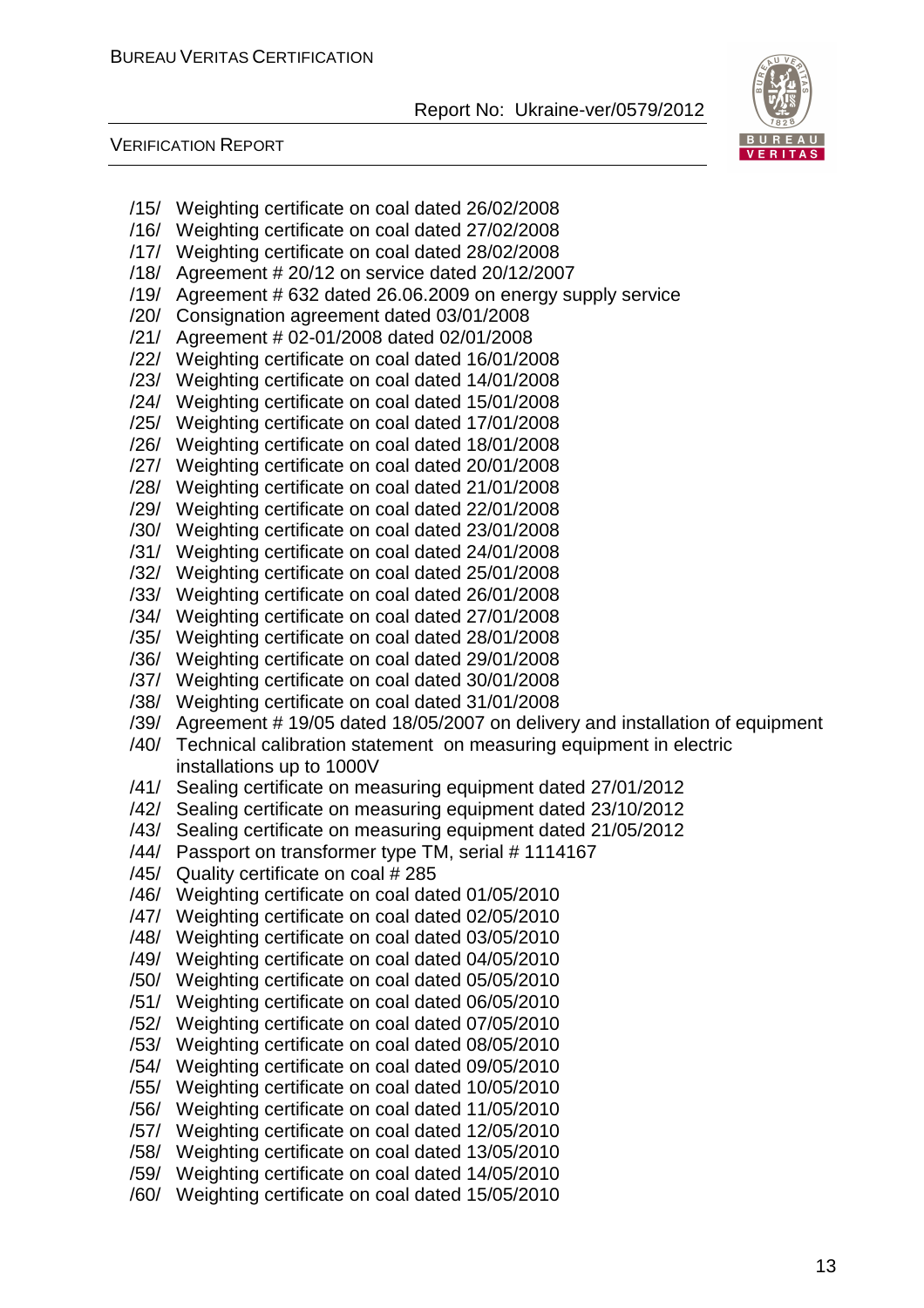/15/ Weighting certificate on coal dated 26/02/2008
/16/ Weighting certificate on coal dated 27/02/2008
/17/ Weighting certificate on coal dated 28/02/2008
/18/ Agreement # 20/12 on service dated 20/12/2007
/19/ Agreement # 632 dated 26.06.2009 on energy supply service
/20/ Consignation agreement dated 03/01/2008
/21/ Agreement # 02-01/2008 dated 02/01/2008
/22/ Weighting certificate on coal dated 16/01/2008
/23/ Weighting certificate on coal dated 14/01/2008
/24/ Weighting certificate on coal dated 15/01/2008
/25/ Weighting certificate on coal dated 17/01/2008
/26/ Weighting certificate on coal dated 18/01/2008
/27/ Weighting certificate on coal dated 20/01/2008
/28/ Weighting certificate on coal dated 21/01/2008
/29/ Weighting certificate on coal dated 22/01/2008
/30/ Weighting certificate on coal dated 23/01/2008
/31/ Weighting certificate on coal dated 24/01/2008
/32/ Weighting certificate on coal dated 25/01/2008
/33/ Weighting certificate on coal dated 26/01/2008
/34/ Weighting certificate on coal dated 27/01/2008
/35/ Weighting certificate on coal dated 28/01/2008
/36/ Weighting certificate on coal dated 29/01/2008
/37/ Weighting certificate on coal dated 30/01/2008
/38/ Weighting certificate on coal dated 31/01/2008
/39/ Agreement # 19/05 dated 18/05/2007 on delivery and installation of equipment
/40/ Technical calibration statement on measuring equipment in electric installations up to 1000V
/41/ Sealing certificate on measuring equipment dated 27/01/2012
/42/ Sealing certificate on measuring equipment dated 23/10/2012
/43/ Sealing certificate on measuring equipment dated 21/05/2012
/44/ Passport on transformer type TM, serial # 1114167
/45/ Quality certificate on coal # 285
/46/ Weighting certificate on coal dated 01/05/2010
/47/ Weighting certificate on coal dated 02/05/2010
/48/ Weighting certificate on coal dated 03/05/2010
/49/ Weighting certificate on coal dated 04/05/2010
/50/ Weighting certificate on coal dated 05/05/2010
/51/ Weighting certificate on coal dated 06/05/2010
/52/ Weighting certificate on coal dated 07/05/2010
/53/ Weighting certificate on coal dated 08/05/2010
/54/ Weighting certificate on coal dated 09/05/2010
/55/ Weighting certificate on coal dated 10/05/2010
/56/ Weighting certificate on coal dated 11/05/2010
/57/ Weighting certificate on coal dated 12/05/2010
/58/ Weighting certificate on coal dated 13/05/2010
/59/ Weighting certificate on coal dated 14/05/2010
/60/ Weighting certificate on coal dated 15/05/2010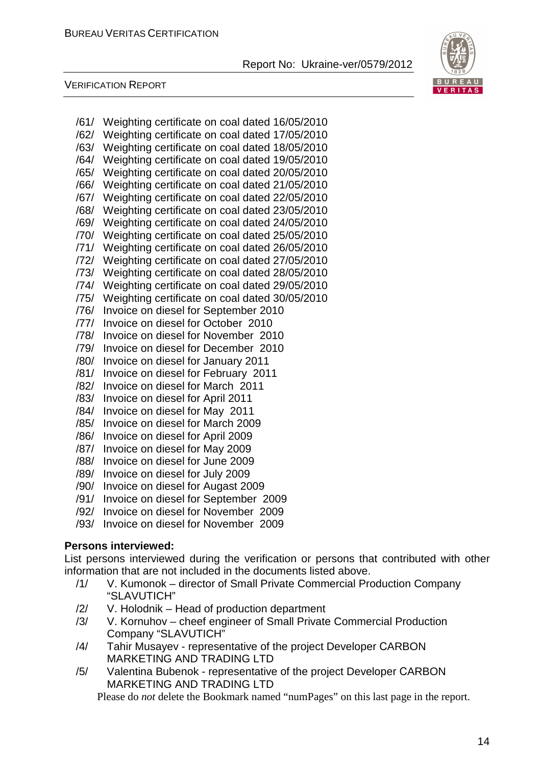/61/ Weighting certificate on coal dated 16/05/2010
/62/ Weighting certificate on coal dated 17/05/2010
/63/ Weighting certificate on coal dated 18/05/2010
/64/ Weighting certificate on coal dated 19/05/2010
/65/ Weighting certificate on coal dated 20/05/2010
/66/ Weighting certificate on coal dated 21/05/2010
/67/ Weighting certificate on coal dated 22/05/2010
/68/ Weighting certificate on coal dated 23/05/2010
/69/ Weighting certificate on coal dated 24/05/2010
/70/ Weighting certificate on coal dated 25/05/2010
/71/ Weighting certificate on coal dated 26/05/2010
/72/ Weighting certificate on coal dated 27/05/2010
/73/ Weighting certificate on coal dated 28/05/2010
/74/ Weighting certificate on coal dated 29/05/2010
/75/ Weighting certificate on coal dated 30/05/2010
/76/ Invoice on diesel for September 2010
/77/ Invoice on diesel for October 2010
/78/ Invoice on diesel for November 2010
/79/ Invoice on diesel for December 2010
/80/ Invoice on diesel for January 2011
/81/ Invoice on diesel for February 2011
/82/ Invoice on diesel for March 2011
/83/ Invoice on diesel for April 2011
/84/ Invoice on diesel for May 2011
/85/ Invoice on diesel for March 2009
/86/ Invoice on diesel for April 2009
/87/ Invoice on diesel for May 2009
/88/ Invoice on diesel for June 2009
/89/ Invoice on diesel for July 2009
/90/ Invoice on diesel for Augast 2009
/91/ Invoice on diesel for September 2009
/92/ Invoice on diesel for November 2009
/93/ Invoice on diesel for November 2009

**Persons interviewed:**

List persons interviewed during the verification or persons that contributed with other information that are not included in the documents listed above.

/1/ V. Kumonok – director of Small Private Commercial Production Company "SLAVUTICH"
/2/ V. Holodnik – Head of production department
/3/ V. Kornuhov – cheef engineer of Small Private Commercial Production Company "SLAVUTICH"
/4/ Tahir Musayev - representative of the project Developer CARBON MARKETING AND TRADING LTD
/5/ Valentina Bubenok - representative of the project Developer CARBON MARKETING AND TRADING LTD

Please do *not* delete the Bookmark named "numPages" on this last page in the report.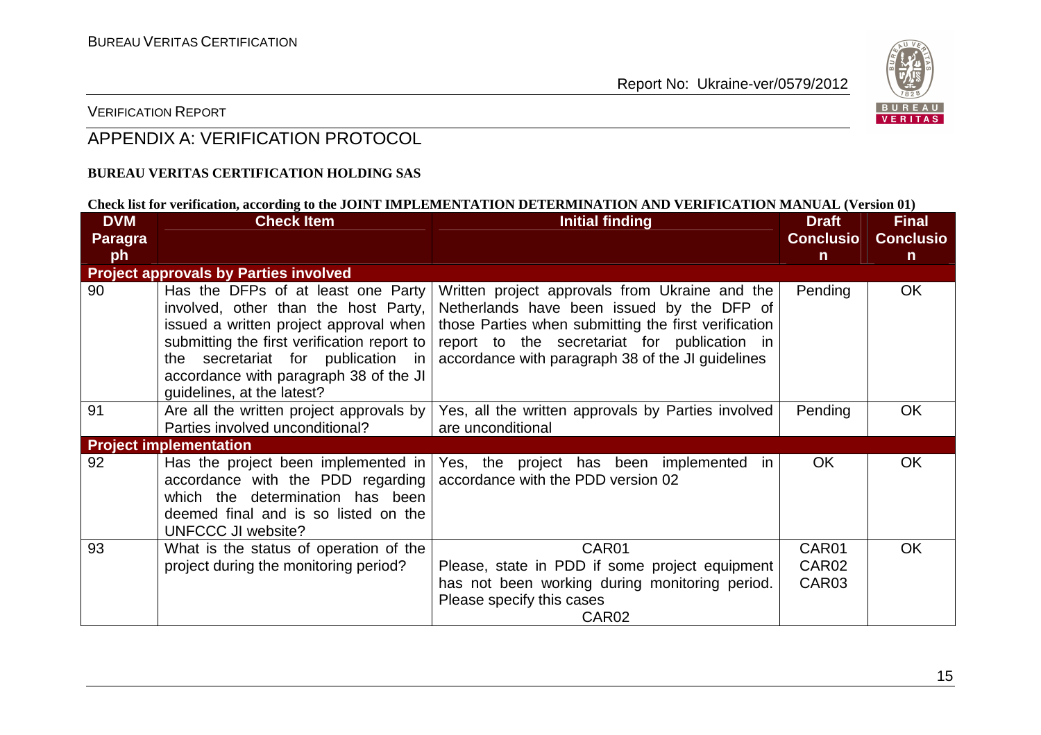VERIFICATION REPORT

# APPENDIX A: VERIFICATION PROTOCOL

**BUREAU VERITAS CERTIFICATION HOLDING SAS**

**Check list for verification, according to the JOINT IMPLEMENTATION DETERMINATION AND VERIFICATION MANUAL (Version 01)**

| DVM Paragraph | Check Item | Initial finding | Draft Conclusion | Final Conclusion |
|---|---|---|---|---|
| **Project approvals by Parties involved** | | | | |
| 90 | Has the DFPs of at least one Party involved, other than the host Party, issued a written project approval when submitting the first verification report to the secretariat for publication in accordance with paragraph 38 of the JI guidelines, at the latest? | Written project approvals from Ukraine and the Netherlands have been issued by the DFP of those Parties when submitting the first verification report to the secretariat for publication in accordance with paragraph 38 of the JI guidelines | Pending | OK |
| 91 | Are all the written project approvals by Parties involved unconditional? | Yes, all the written approvals by Parties involved are unconditional | Pending | OK |
| **Project implementation** | | | | |
| 92 | Has the project been implemented in accordance with the PDD regarding which the determination has been deemed final and is so listed on the UNFCCC JI website? | Yes, the project has been implemented in accordance with the PDD version 02 | OK | OK |
| 93 | What is the status of operation of the project during the monitoring period? | CAR01<br>Please, state in PDD if some project equipment has not been working during monitoring period. Please specify this cases<br>CAR02 | CAR01<br>CAR02<br>CAR03 | OK |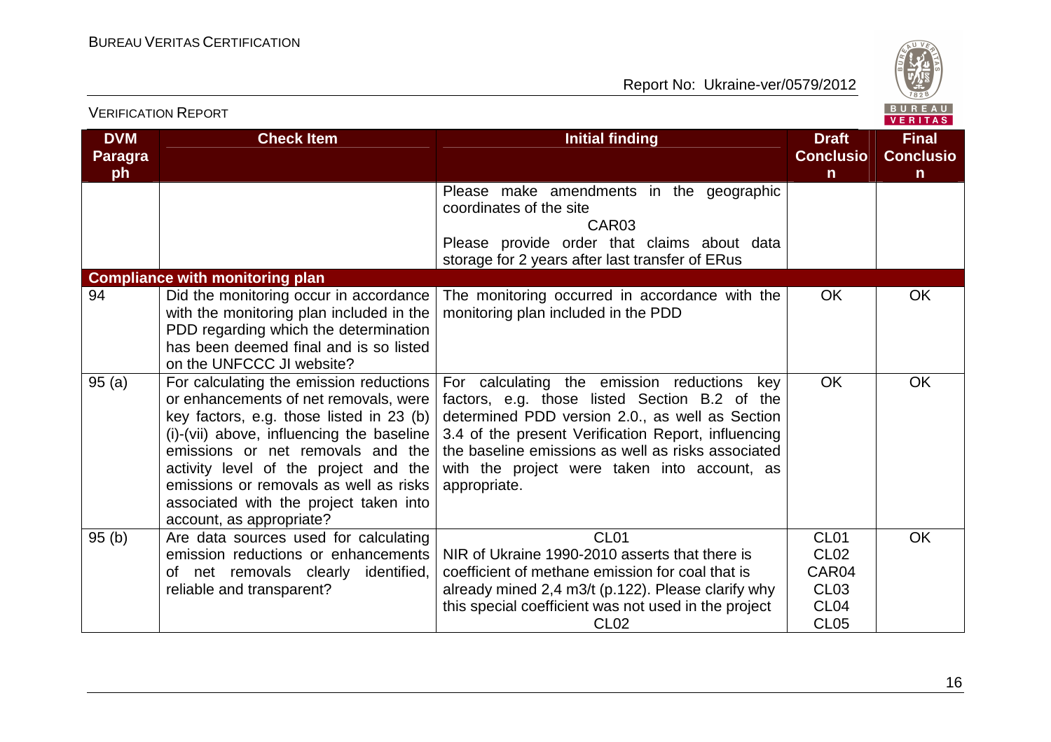| DVM Paragraph | Check Item | Initial finding | Draft Conclusion | Final Conclusion |
|---|---|---|---|---|
| | | Please make amendments in the geographic coordinates of the site<br>CAR03<br>Please provide order that claims about data storage for 2 years after last transfer of ERus | | |
| **Compliance with monitoring plan** | | | | |
| 94 | Did the monitoring occur in accordance with the monitoring plan included in the PDD regarding which the determination has been deemed final and is so listed on the UNFCCC JI website? | The monitoring occurred in accordance with the monitoring plan included in the PDD | OK | OK |
| 95 (a) | For calculating the emission reductions or enhancements of net removals, were key factors, e.g. those listed in 23 (b) (i)-(vii) above, influencing the baseline emissions or net removals and the activity level of the project and the emissions or removals as well as risks associated with the project taken into account, as appropriate? | For calculating the emission reductions key factors, e.g. those listed Section B.2 of the determined PDD version 2.0., as well as Section 3.4 of the present Verification Report, influencing the baseline emissions as well as risks associated with the project were taken into account, as appropriate. | OK | OK |
| 95 (b) | Are data sources used for calculating emission reductions or enhancements of net removals clearly identified, reliable and transparent? | CL01<br>NIR of Ukraine 1990-2010 asserts that there is coefficient of methane emission for coal that is already mined 2,4 m3/t (p.122). Please clarify why this special coefficient was not used in the project<br>CL02 | CL01<br>CL02<br>CAR04<br>CL03<br>CL04<br>CL05 | OK |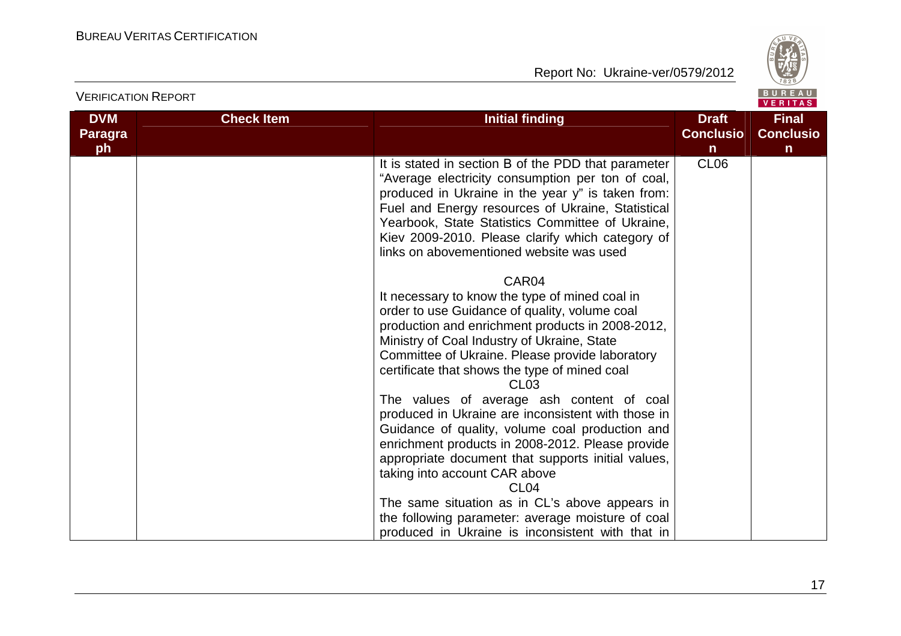| DVM Paragraph | Check Item | Initial finding | Draft Conclusion | Final Conclusion |
|---|---|---|---|---|
| | | It is stated in section B of the PDD that parameter "Average electricity consumption per ton of coal, produced in Ukraine in the year y" is taken from: Fuel and Energy resources of Ukraine, Statistical Yearbook, State Statistics Committee of Ukraine, Kiev 2009-2010. Please clarify which category of links on abovementioned website was used<br><br>CAR04<br>It necessary to know the type of mined coal in order to use Guidance of quality, volume coal production and enrichment products in 2008-2012, Ministry of Coal Industry of Ukraine, State Committee of Ukraine. Please provide laboratory certificate that shows the type of mined coal<br>CL03<br>The values of average ash content of coal produced in Ukraine are inconsistent with those in Guidance of quality, volume coal production and enrichment products in 2008-2012. Please provide appropriate document that supports initial values, taking into account CAR above<br>CL04<br>The same situation as in CL's above appears in the following parameter: average moisture of coal produced in Ukraine is inconsistent with that in | CL06 | |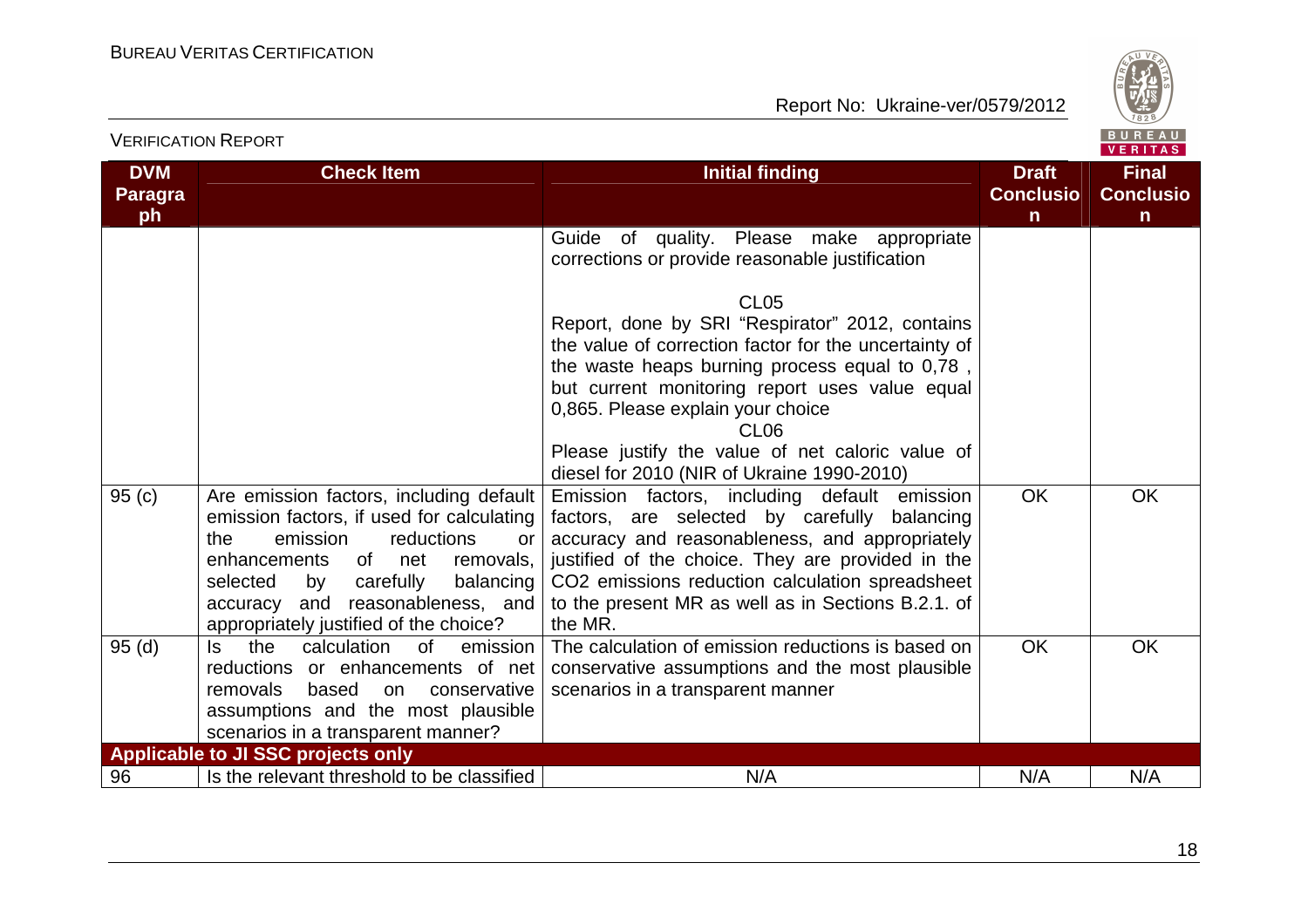| DVM Paragraph | Check Item | Initial finding | Draft Conclusion | Final Conclusion |
| --- | --- | --- | --- | --- |
| | | Guide of quality. Please make appropriate corrections or provide reasonable justification<br><br>CL05<br>Report, done by SRI "Respirator" 2012, contains the value of correction factor for the uncertainty of the waste heaps burning process equal to 0,78 , but current monitoring report uses value equal 0,865. Please explain your choice<br>CL06<br>Please justify the value of net caloric value of diesel for 2010 (NIR of Ukraine 1990-2010) | | |
| 95 (c) | Are emission factors, including default emission factors, if used for calculating the emission reductions or enhancements of net removals, selected by carefully balancing accuracy and reasonableness, and appropriately justified of the choice? | Emission factors, including default emission factors, are selected by carefully balancing accuracy and reasonableness, and appropriately justified of the choice. They are provided in the $CO_2$ emissions reduction calculation spreadsheet to the present MR as well as in Sections B.2.1. of the MR. | OK | OK |
| 95 (d) | Is the calculation of emission reductions or enhancements of net removals based on conservative assumptions and the most plausible scenarios in a transparent manner? | The calculation of emission reductions is based on conservative assumptions and the most plausible scenarios in a transparent manner | OK | OK |
| **Applicable to JI SSC projects only** | | | | |
| 96 | Is the relevant threshold to be classified | N/A | N/A | N/A |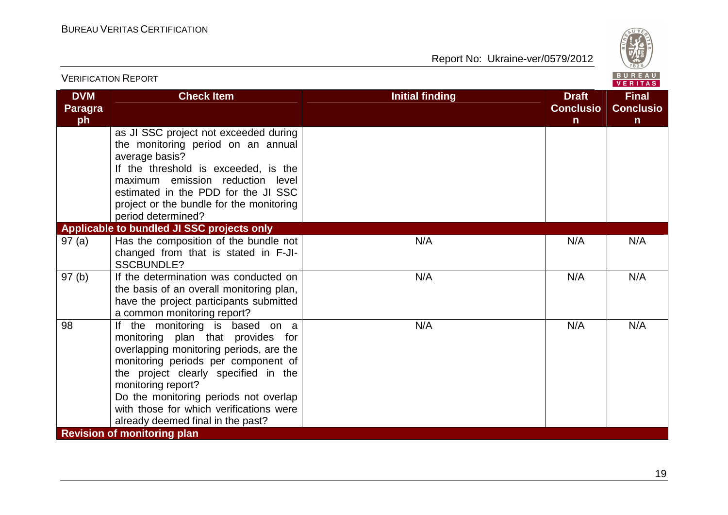| DVM Paragraph | Check Item | Initial finding | Draft Conclusion | Final Conclusion |
|---|---|---|---|---|
| | as JI SSC project not exceeded during the monitoring period on an annual average basis? If the threshold is exceeded, is the maximum emission reduction level estimated in the PDD for the JI SSC project or the bundle for the monitoring period determined? | | | |
| **Applicable to bundled JI SSC projects only** | | | | |
| 97 (a) | Has the composition of the bundle not changed from that is stated in F-JI-SSCBUNDLE? | N/A | N/A | N/A |
| 97 (b) | If the determination was conducted on the basis of an overall monitoring plan, have the project participants submitted a common monitoring report? | N/A | N/A | N/A |
| 98 | If the monitoring is based on a monitoring plan that provides for overlapping monitoring periods, are the monitoring periods per component of the project clearly specified in the monitoring report? Do the monitoring periods not overlap with those for which verifications were already deemed final in the past? | N/A | N/A | N/A |
| **Revision of monitoring plan** | | | | |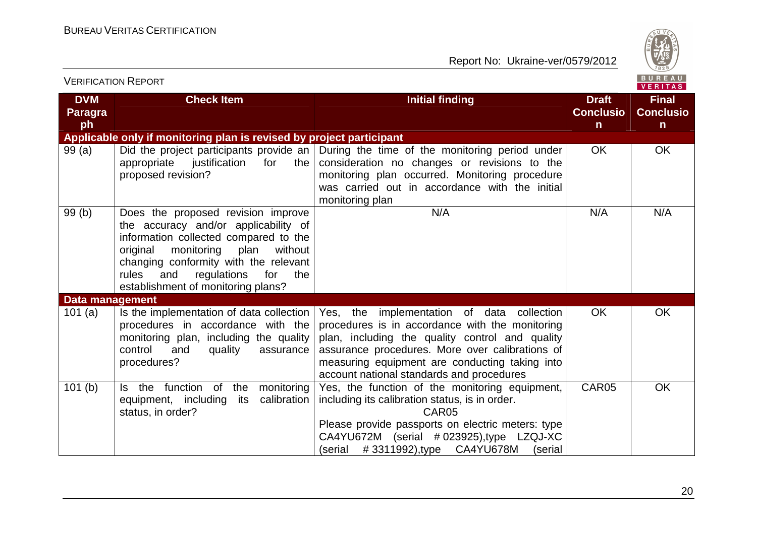| DVM Paragraph | Check Item | Initial finding | Draft Conclusion | Final Conclusion |
|---|---|---|---|---|
| **Applicable only if monitoring plan is revised by project participant** | | | | |
| 99 (a) | Did the project participants provide an appropriate justification for the proposed revision? | During the time of the monitoring period under consideration no changes or revisions to the monitoring plan occurred. Monitoring procedure was carried out in accordance with the initial monitoring plan | OK | OK |
| 99 (b) | Does the proposed revision improve the accuracy and/or applicability of information collected compared to the original monitoring plan without changing conformity with the relevant rules and regulations for the establishment of monitoring plans? | N/A | N/A | N/A |
| **Data management** | | | | |
| 101 (a) | Is the implementation of data collection procedures in accordance with the monitoring plan, including the quality control and quality assurance procedures? | Yes, the implementation of data collection procedures is in accordance with the monitoring plan, including the quality control and quality assurance procedures. More over calibrations of measuring equipment are conducting taking into account national standards and procedures | OK | OK |
| 101 (b) | Is the function of the monitoring equipment, including its calibration status, in order? | Yes, the function of the monitoring equipment, including its calibration status, is in order.<br>CAR05<br>Please provide passports on electric meters: type CA4YU672M (serial #023925),type LZQJ-XC (serial #3311992),type CA4YU678M (serial | CAR05 | OK |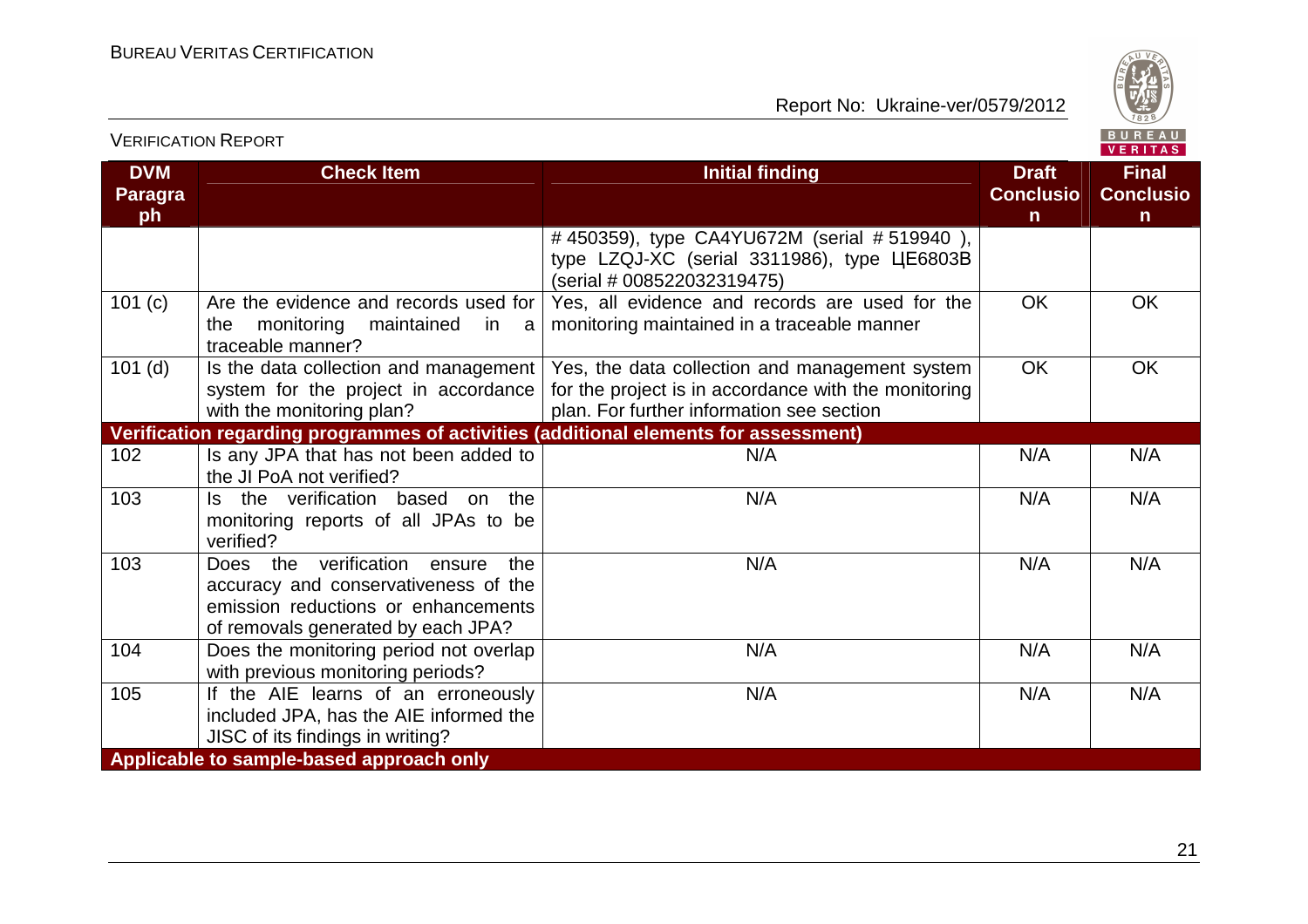| DVM Paragraph | Check Item | Initial finding | Draft Conclusion | Final Conclusion |
|---|---|---|---|---|
| | | # 450359), type CA4YU672M (serial # 519940 ), type LZQJ-XC (serial 3311986), type ЦЕ6803В (serial # 008522032319475) | | |
| 101 (c) | Are the evidence and records used for the monitoring maintained in a traceable manner? | Yes, all evidence and records are used for the monitoring maintained in a traceable manner | OK | OK |
| 101 (d) | Is the data collection and management system for the project in accordance with the monitoring plan? | Yes, the data collection and management system for the project is in accordance with the monitoring plan. For further information see section | OK | OK |
| **Verification regarding programmes of activities (additional elements for assessment)** | | | | |
| 102 | Is any JPA that has not been added to the JI PoA not verified? | N/A | N/A | N/A |
| 103 | Is the verification based on the monitoring reports of all JPAs to be verified? | N/A | N/A | N/A |
| 103 | Does the verification ensure the accuracy and conservativeness of the emission reductions or enhancements of removals generated by each JPA? | N/A | N/A | N/A |
| 104 | Does the monitoring period not overlap with previous monitoring periods? | N/A | N/A | N/A |
| 105 | If the AIE learns of an erroneously included JPA, has the AIE informed the JISC of its findings in writing? | N/A | N/A | N/A |
| **Applicable to sample-based approach only** | | | | |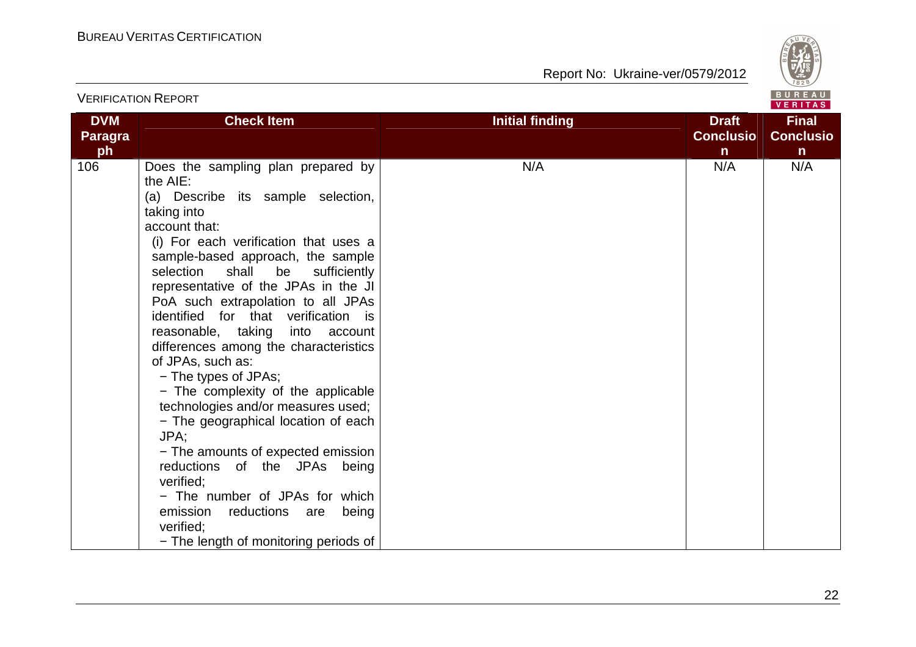| DVM Paragraph | Check Item | Initial finding | Draft Conclusion | Final Conclusion |
|---|---|---|---|---|
| 106 | Does the sampling plan prepared by the AIE:<br>(a) Describe its sample selection, taking into account that:<br>(i) For each verification that uses a sample-based approach, the sample selection shall be sufficiently representative of the JPAs in the JI PoA such extrapolation to all JPAs identified for that verification is reasonable, taking into account differences among the characteristics of JPAs, such as:<br>− The types of JPAs;<br>− The complexity of the applicable technologies and/or measures used;<br>− The geographical location of each JPA;<br>− The amounts of expected emission reductions of the JPAs being verified;<br>− The number of JPAs for which emission reductions are being verified;<br>− The length of monitoring periods of | N/A | N/A | N/A |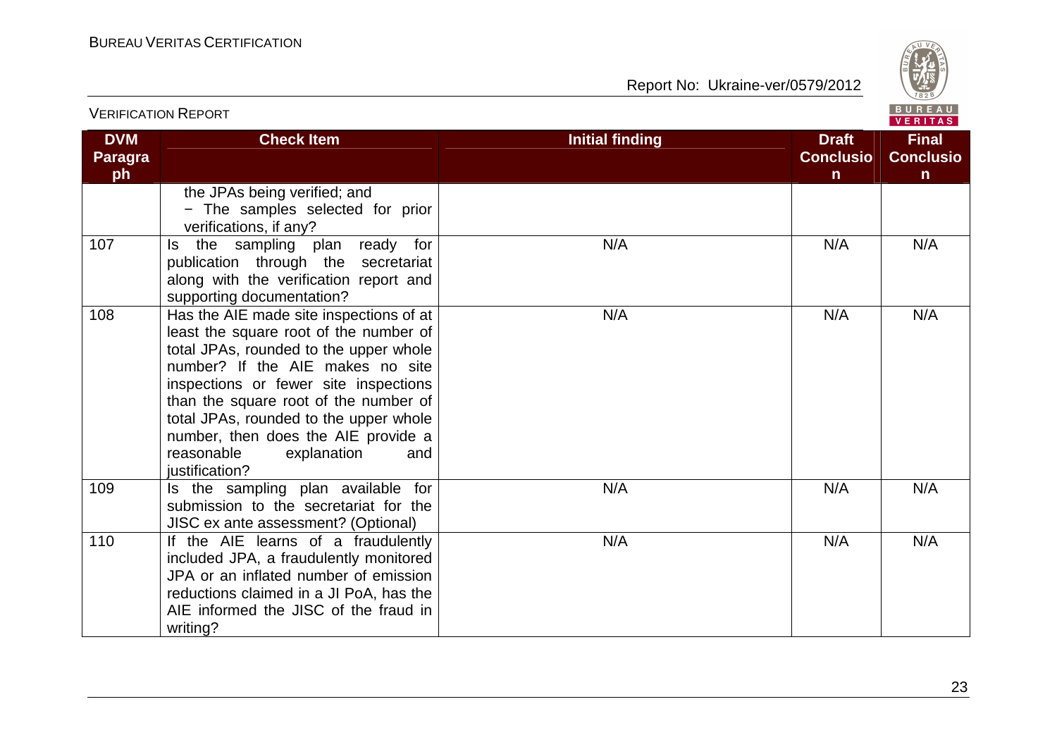| DVM Paragraph | Check Item | Initial finding | Draft Conclusion | Final Conclusion |
|---|---|---|---|---|
| | the JPAs being verified; and<br>− The samples selected for prior verifications, if any? | | | |
| 107 | Is the sampling plan ready for publication through the secretariat along with the verification report and supporting documentation? | N/A | N/A | N/A |
| 108 | Has the AIE made site inspections of at least the square root of the number of total JPAs, rounded to the upper whole number? If the AIE makes no site inspections or fewer site inspections than the square root of the number of total JPAs, rounded to the upper whole number, then does the AIE provide a reasonable explanation and justification? | N/A | N/A | N/A |
| 109 | Is the sampling plan available for submission to the secretariat for the JISC ex ante assessment? (Optional) | N/A | N/A | N/A |
| 110 | If the AIE learns of a fraudulently included JPA, a fraudulently monitored JPA or an inflated number of emission reductions claimed in a JI PoA, has the AIE informed the JISC of the fraud in writing? | N/A | N/A | N/A |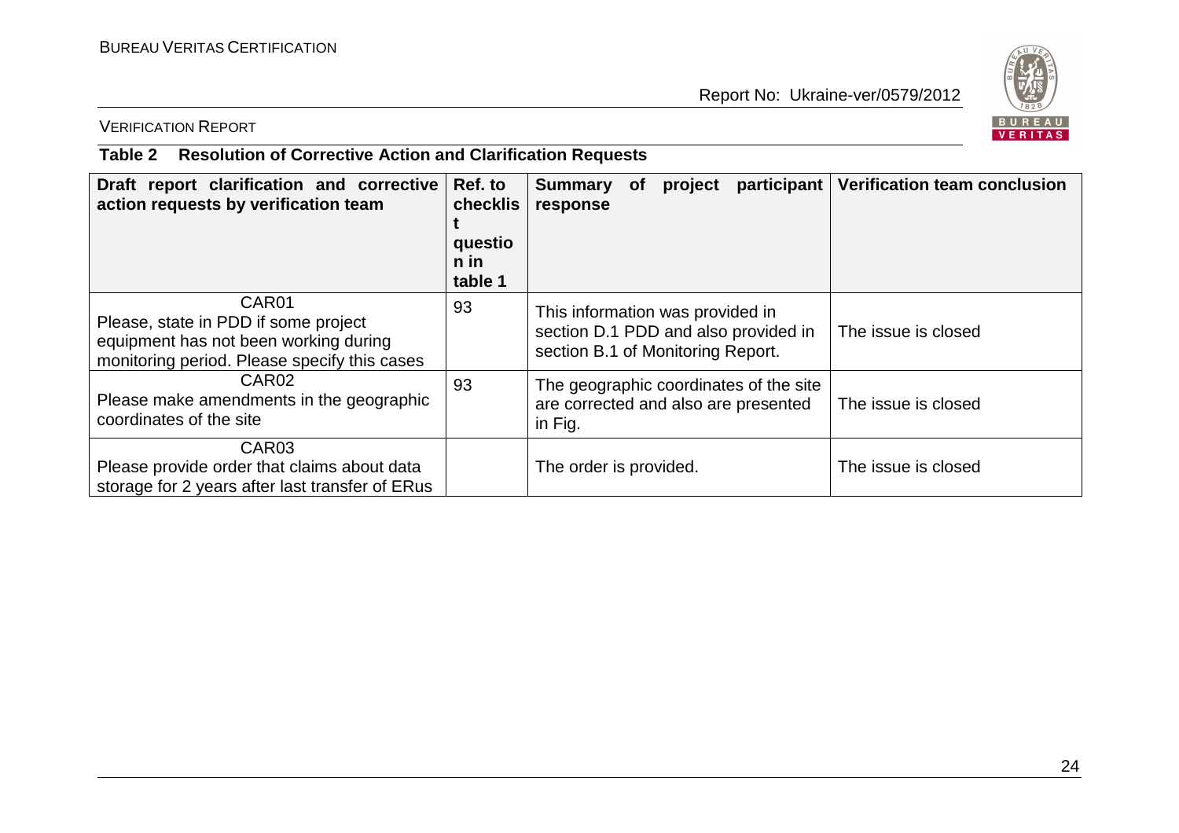**Table 2 Resolution of Corrective Action and Clarification Requests**

| Draft report clarification and corrective action requests by verification team | Ref. to checklist question in table 1 | Summary of project participant response | Verification team conclusion |
|---|---|---|---|
| CAR01<br>Please, state in PDD if some project equipment has not been working during monitoring period. Please specify this cases | 93 | This information was provided in section D.1 PDD and also provided in section B.1 of Monitoring Report. | The issue is closed |
| CAR02<br>Please make amendments in the geographic coordinates of the site | 93 | The geographic coordinates of the site are corrected and also are presented in Fig. | The issue is closed |
| CAR03<br>Please provide order that claims about data storage for 2 years after last transfer of ERus | | The order is provided. | The issue is closed |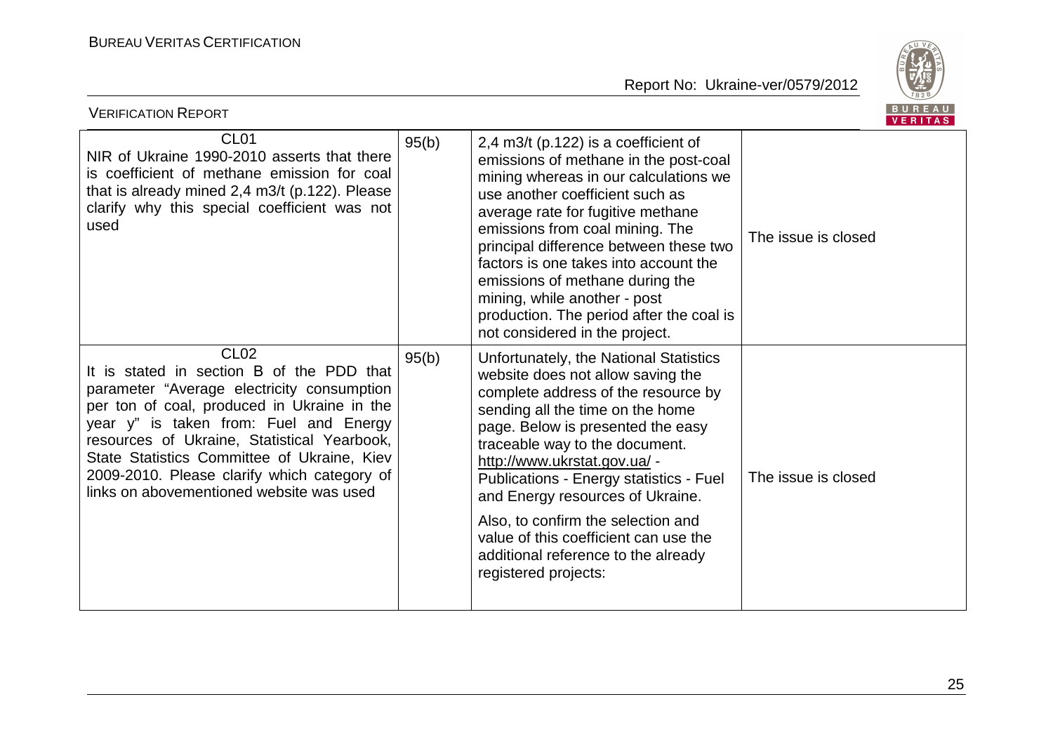| | | | |
|---|---|---|---|
| CL01<br>NIR of Ukraine 1990-2010 asserts that there is coefficient of methane emission for coal that is already mined 2,4 m3/t (p.122). Please clarify why this special coefficient was not used | 95(b) | 2,4 m3/t (p.122) is a coefficient of emissions of methane in the post-coal mining whereas in our calculations we use another coefficient such as average rate for fugitive methane emissions from coal mining. The principal difference between these two factors is one takes into account the emissions of methane during the mining, while another - post production. The period after the coal is not considered in the project. | The issue is closed |
| CL02<br>It is stated in section B of the PDD that parameter "Average electricity consumption per ton of coal, produced in Ukraine in the year y" is taken from: Fuel and Energy resources of Ukraine, Statistical Yearbook, State Statistics Committee of Ukraine, Kiev 2009-2010. Please clarify which category of links on abovementioned website was used | 95(b) | Unfortunately, the National Statistics website does not allow saving the complete address of the resource by sending all the time on the home page. Below is presented the easy traceable way to the document. http://www.ukrstat.gov.ua/ - Publications - Energy statistics - Fuel and Energy resources of Ukraine.<br><br>Also, to confirm the selection and value of this coefficient can use the additional reference to the already registered projects: | The issue is closed |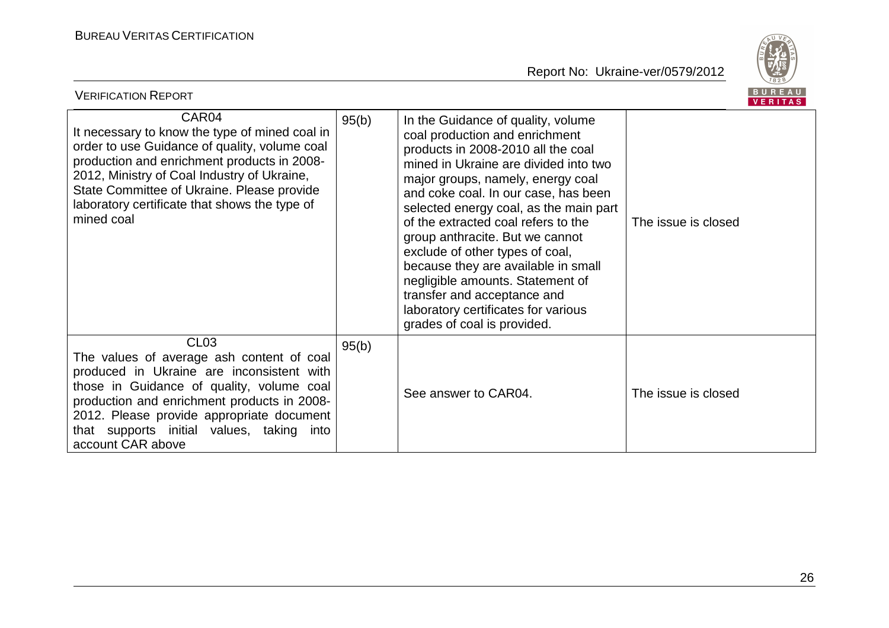| CAR04<br>It necessary to know the type of mined coal in order to use Guidance of quality, volume coal production and enrichment products in 2008-2012, Ministry of Coal Industry of Ukraine, State Committee of Ukraine. Please provide laboratory certificate that shows the type of mined coal | 95(b) | In the Guidance of quality, volume coal production and enrichment products in 2008-2010 all the coal mined in Ukraine are divided into two major groups, namely, energy coal and coke coal. In our case, has been selected energy coal, as the main part of the extracted coal refers to the group anthracite. But we cannot exclude of other types of coal, because they are available in small negligible amounts. Statement of transfer and acceptance and laboratory certificates for various grades of coal is provided. | The issue is closed |
|---|---|---|---|
| CL03<br>The values of average ash content of coal produced in Ukraine are inconsistent with those in Guidance of quality, volume coal production and enrichment products in 2008-2012. Please provide appropriate document that supports initial values, taking into account CAR above | 95(b) | See answer to CAR04. | The issue is closed |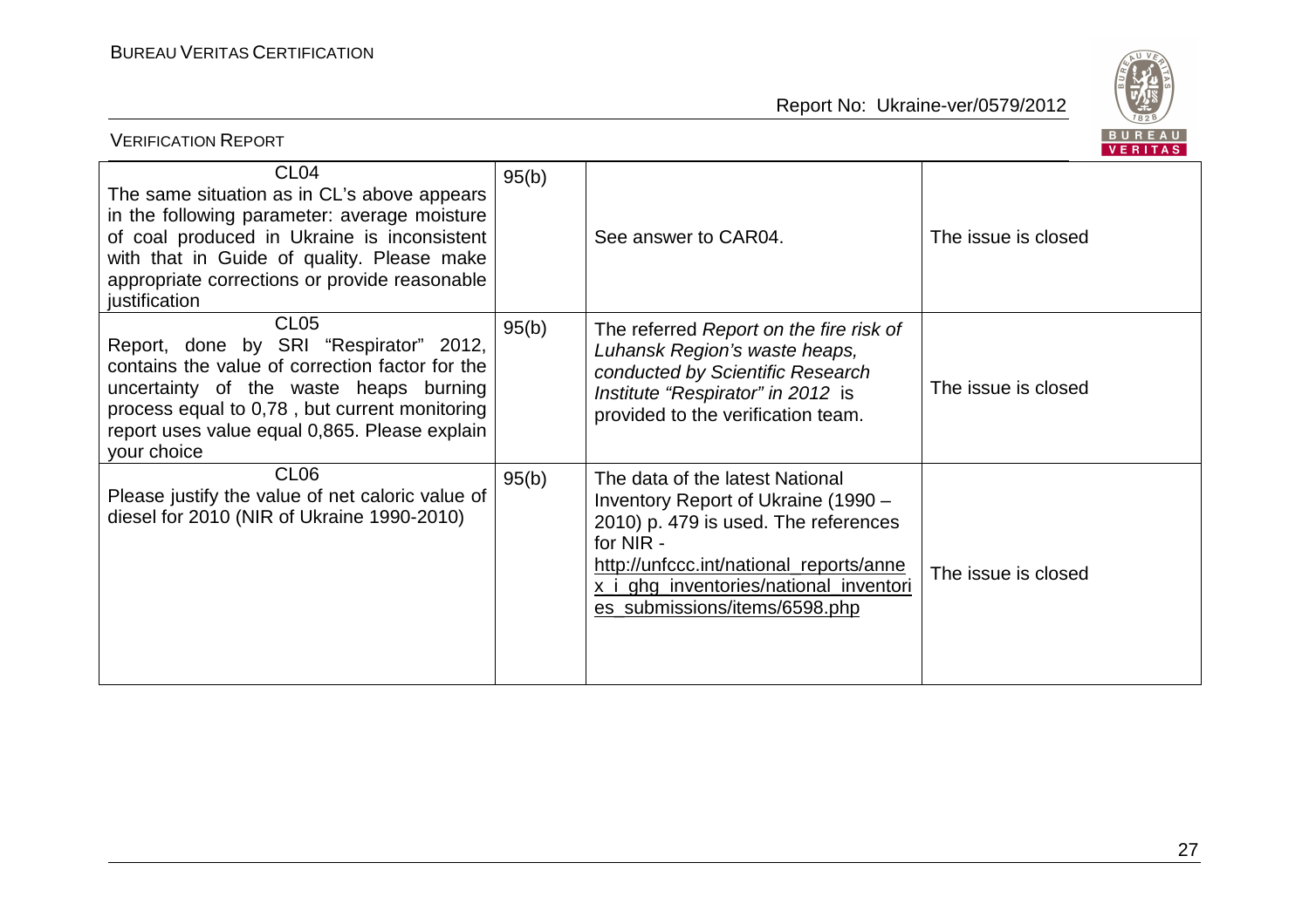| | | | |
|---|---|---|---|
| CL04<br>The same situation as in CL's above appears in the following parameter: average moisture of coal produced in Ukraine is inconsistent with that in Guide of quality. Please make appropriate corrections or provide reasonable justification | 95(b) | See answer to CAR04. | The issue is closed |
| CL05<br>Report, done by SRI "Respirator" 2012, contains the value of correction factor for the uncertainty of the waste heaps burning process equal to 0,78 , but current monitoring report uses value equal 0,865. Please explain your choice | 95(b) | The referred *Report on the fire risk of Luhansk Region's waste heaps, conducted by Scientific Research Institute "Respirator" in 2012* is provided to the verification team. | The issue is closed |
| CL06<br>Please justify the value of net caloric value of diesel for 2010 (NIR of Ukraine 1990-2010) | 95(b) | The data of the latest National Inventory Report of Ukraine (1990 – 2010) p. 479 is used. The references for NIR - http://unfccc.int/national_reports/annex_i_ghg_inventories/national_inventories_submissions/items/6598.php | The issue is closed |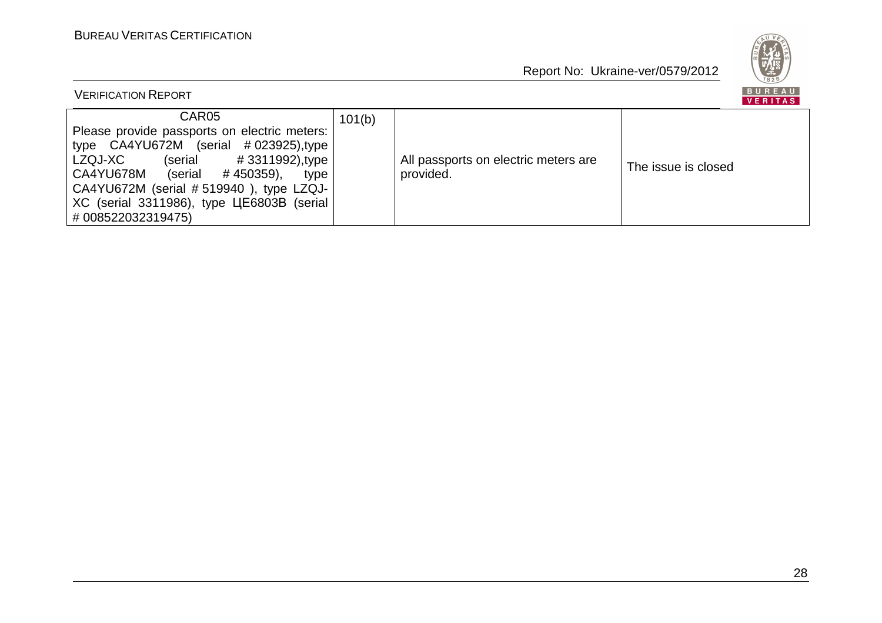| | | | |
|---|---|---|---|
| CAR05<br>Please provide passports on electric meters: type CA4YU672M (serial # 023925),type LZQJ-XC (serial # 3311992),type CA4YU678M (serial # 450359), type CA4YU672M (serial # 519940 ), type LZQJ-XC (serial 3311986), type ЦЕ6803В (serial # 008522032319475) | 101(b) | All passports on electric meters are provided. | The issue is closed |